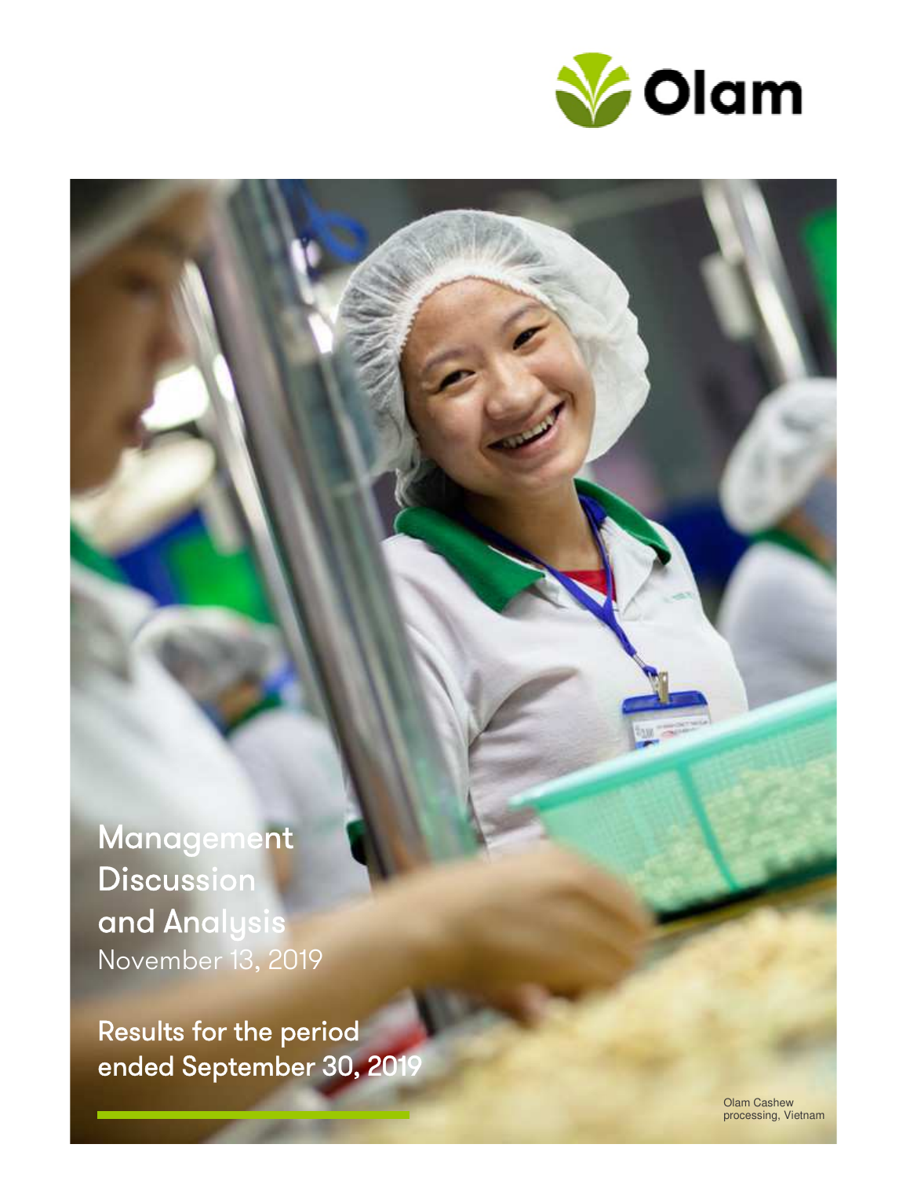Olam

# Management Discussion and Analysis

November 13, 2019

## Results for the period ended September 30, 2019

Olam Cashew processing, Vietnam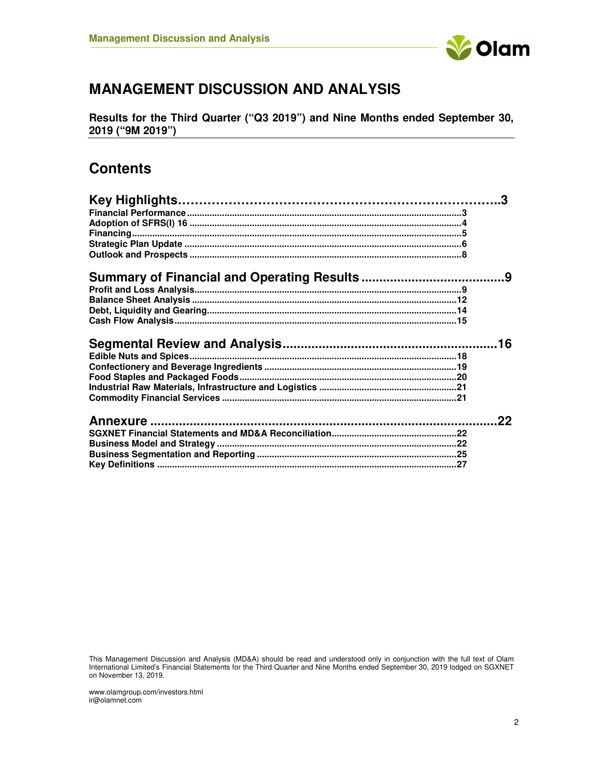# MANAGEMENT DISCUSSION AND ANALYSIS

**Results for the Third Quarter ("Q3 2019") and Nine Months ended September 30, 2019 ("9M 2019")**

## Contents

**Key Highlights……………………………………………………………3**

**Financial Performance**.........................................................................3
**Adoption of SFRS(I) 16**.......................................................................4
**Financing**.................................................................................................5
**Strategic Plan Update**.............................................................................6
**Outlook and Prospects**...........................................................................8

**Summary of Financial and Operating Results.......................................9**

**Profit and Loss Analysis**.........................................................................9
**Balance Sheet Analysis**.........................................................................12
**Debt, Liquidity and Gearing**...................................................................14
**Cash Flow Analysis**................................................................................15

**Segmental Review and Analysis...........................................................16**

**Edible Nuts and Spices**..........................................................................18
**Confectionery and Beverage Ingredients**..............................................19
**Food Staples and Packaged Foods**........................................................20
**Industrial Raw Materials, Infrastructure and Logistics**..........................21
**Commodity Financial Services**..............................................................21

**Annexure.................................................................................................22**

**SGXNET Financial Statements and MD&A Reconciliation**..................22
**Business Model and Strategy**...............................................................22
**Business Segmentation and Reporting**................................................25
**Key Definitions**.......................................................................................27

This Management Discussion and Analysis (MD&A) should be read and understood only in conjunction with the full text of Olam International Limited's Financial Statements for the Third Quarter and Nine Months ended September 30, 2019 lodged on SGXNET on November 13, 2019.

www.olamgroup.com/investors.html
ir@olamnet.com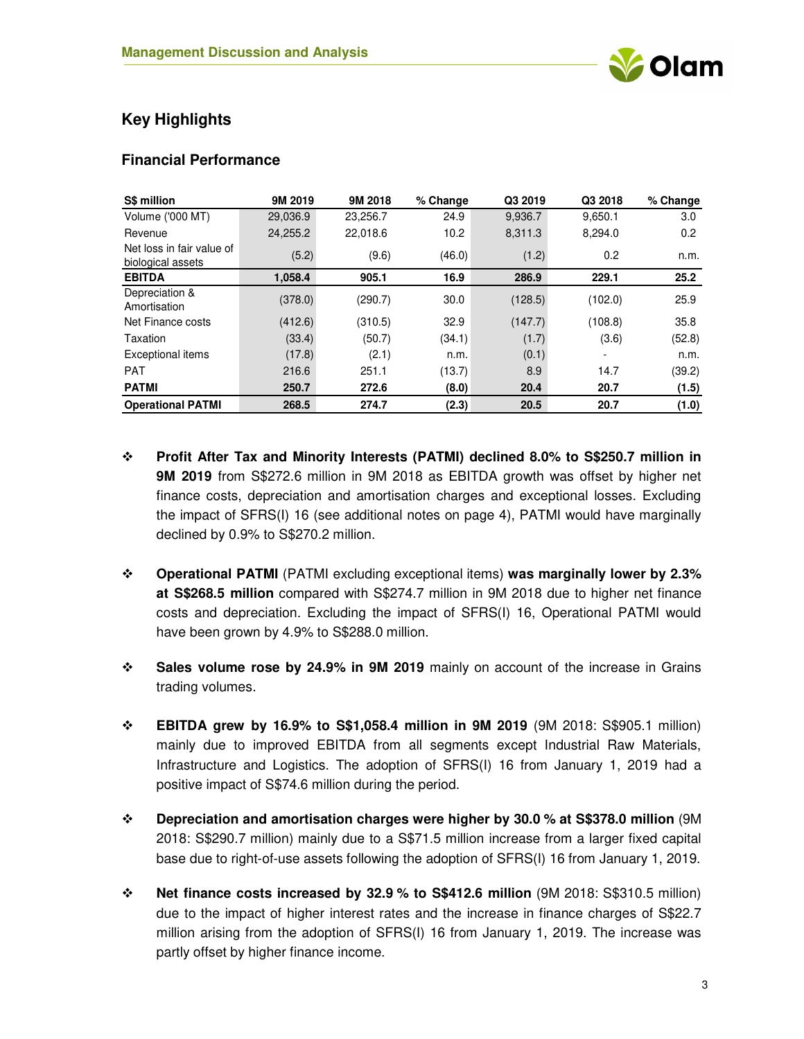# Key Highlights

## Financial Performance

| S$ million | 9M 2019 | 9M 2018 | % Change | Q3 2019 | Q3 2018 | % Change |
|---|---|---|---|---|---|---|
| Volume ('000 MT) | 29,036.9 | 23,256.7 | 24.9 | 9,936.7 | 9,650.1 | 3.0 |
| Revenue | 24,255.2 | 22,018.6 | 10.2 | 8,311.3 | 8,294.0 | 0.2 |
| Net loss in fair value of biological assets | (5.2) | (9.6) | (46.0) | (1.2) | 0.2 | n.m. |
| **EBITDA** | **1,058.4** | **905.1** | **16.9** | **286.9** | **229.1** | **25.2** |
| Depreciation & Amortisation | (378.0) | (290.7) | 30.0 | (128.5) | (102.0) | 25.9 |
| Net Finance costs | (412.6) | (310.5) | 32.9 | (147.7) | (108.8) | 35.8 |
| Taxation | (33.4) | (50.7) | (34.1) | (1.7) | (3.6) | (52.8) |
| Exceptional items | (17.8) | (2.1) | n.m. | (0.1) | - | n.m. |
| PAT | 216.6 | 251.1 | (13.7) | 8.9 | 14.7 | (39.2) |
| **PATMI** | **250.7** | **272.6** | **(8.0)** | **20.4** | **20.7** | **(1.5)** |
| **Operational PATMI** | **268.5** | **274.7** | **(2.3)** | **20.5** | **20.7** | **(1.0)** |

- **Profit After Tax and Minority Interests (PATMI) declined 8.0% to S$250.7 million in 9M 2019** from S$272.6 million in 9M 2018 as EBITDA growth was offset by higher net finance costs, depreciation and amortisation charges and exceptional losses. Excluding the impact of SFRS(I) 16 (see additional notes on page 4), PATMI would have marginally declined by 0.9% to S$270.2 million.

- **Operational PATMI** (PATMI excluding exceptional items) **was marginally lower by 2.3% at S$268.5 million** compared with S$274.7 million in 9M 2018 due to higher net finance costs and depreciation. Excluding the impact of SFRS(I) 16, Operational PATMI would have been grown by 4.9% to S$288.0 million.

- **Sales volume rose by 24.9% in 9M 2019** mainly on account of the increase in Grains trading volumes.

- **EBITDA grew by 16.9% to S$1,058.4 million in 9M 2019** (9M 2018: S$905.1 million) mainly due to improved EBITDA from all segments except Industrial Raw Materials, Infrastructure and Logistics. The adoption of SFRS(I) 16 from January 1, 2019 had a positive impact of S$74.6 million during the period.

- **Depreciation and amortisation charges were higher by 30.0 % at S$378.0 million** (9M 2018: S$290.7 million) mainly due to a S$71.5 million increase from a larger fixed capital base due to right-of-use assets following the adoption of SFRS(I) 16 from January 1, 2019.

- **Net finance costs increased by 32.9 % to S$412.6 million** (9M 2018: S$310.5 million) due to the impact of higher interest rates and the increase in finance charges of S$22.7 million arising from the adoption of SFRS(I) 16 from January 1, 2019. The increase was partly offset by higher finance income.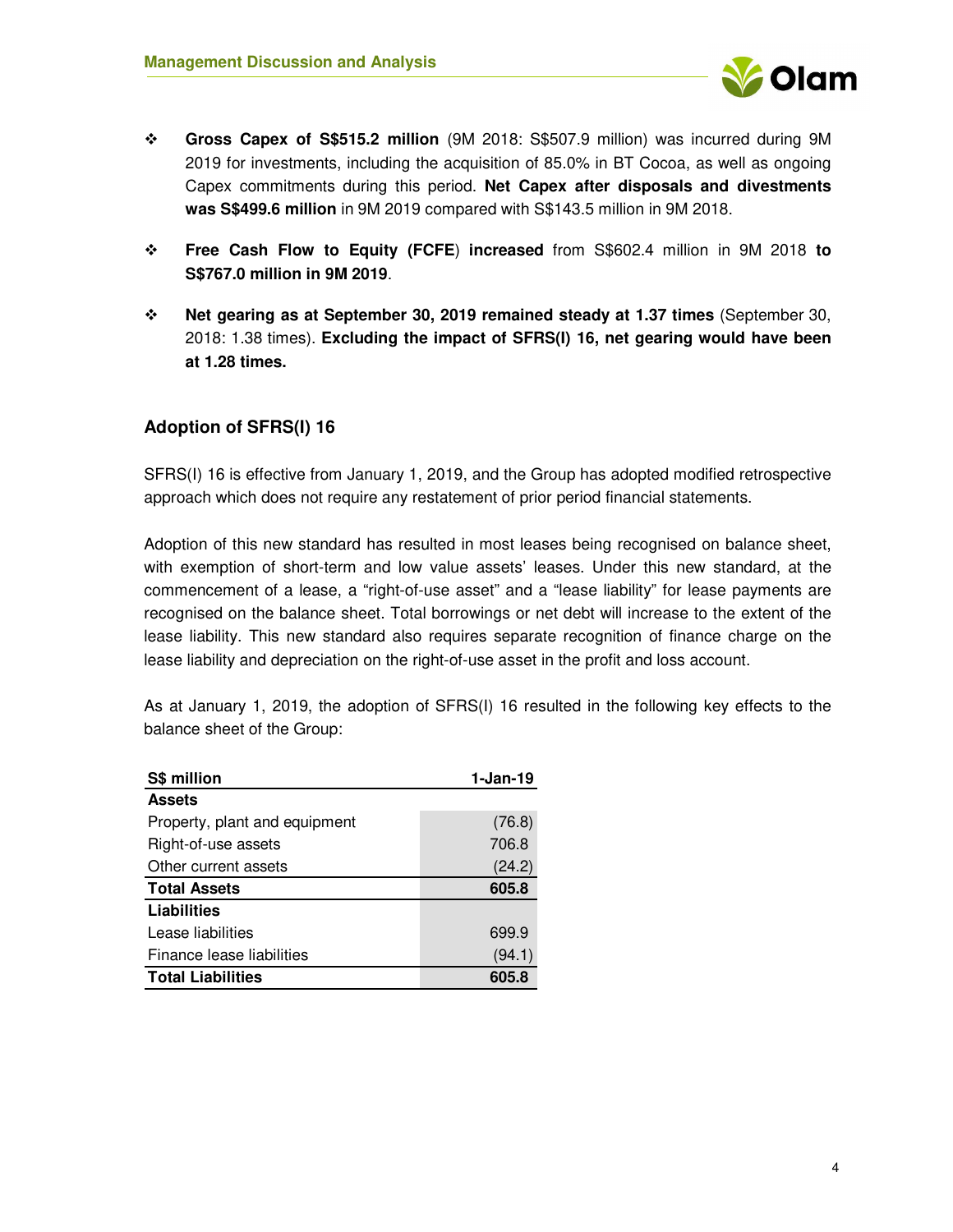- **Gross Capex of S$515.2 million** (9M 2018: S$507.9 million) was incurred during 9M 2019 for investments, including the acquisition of 85.0% in BT Cocoa, as well as ongoing Capex commitments during this period. **Net Capex after disposals and divestments was S$499.6 million** in 9M 2019 compared with S$143.5 million in 9M 2018.

- **Free Cash Flow to Equity (FCFE**) **increased** from S$602.4 million in 9M 2018 **to S$767.0 million in 9M 2019**.

- **Net gearing as at September 30, 2019 remained steady at 1.37 times** (September 30, 2018: 1.38 times). **Excluding the impact of SFRS(I) 16, net gearing would have been at 1.28 times.**

## Adoption of SFRS(I) 16

SFRS(I) 16 is effective from January 1, 2019, and the Group has adopted modified retrospective approach which does not require any restatement of prior period financial statements.

Adoption of this new standard has resulted in most leases being recognised on balance sheet, with exemption of short-term and low value assets' leases. Under this new standard, at the commencement of a lease, a "right-of-use asset" and a "lease liability" for lease payments are recognised on the balance sheet. Total borrowings or net debt will increase to the extent of the lease liability. This new standard also requires separate recognition of finance charge on the lease liability and depreciation on the right-of-use asset in the profit and loss account.

As at January 1, 2019, the adoption of SFRS(I) 16 resulted in the following key effects to the balance sheet of the Group:

| S$ million | 1-Jan-19 |
|---|---|
| **Assets** | |
| Property, plant and equipment | (76.8) |
| Right-of-use assets | 706.8 |
| Other current assets | (24.2) |
| **Total Assets** | **605.8** |
| **Liabilities** | |
| Lease liabilities | 699.9 |
| Finance lease liabilities | (94.1) |
| **Total Liabilities** | **605.8** |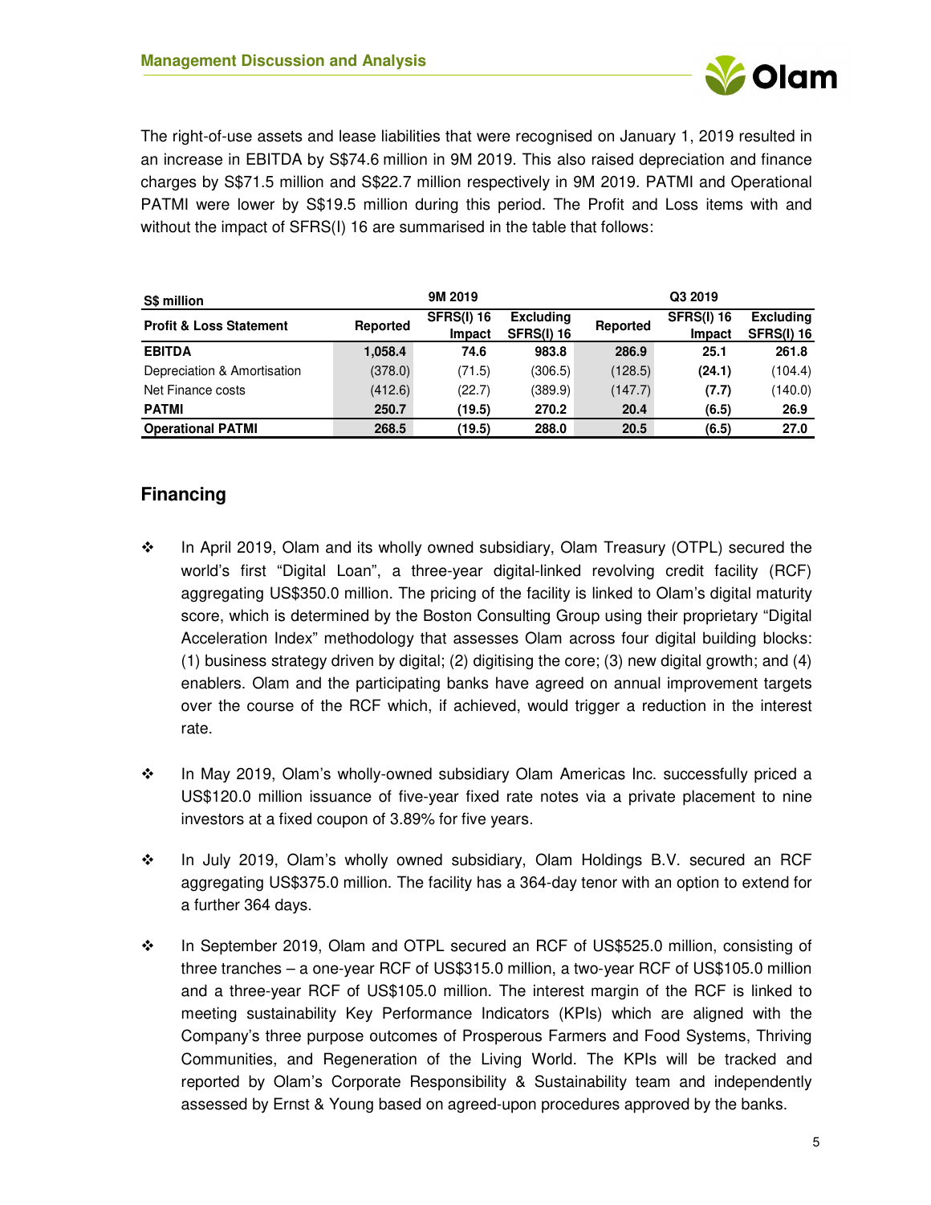The right-of-use assets and lease liabilities that were recognised on January 1, 2019 resulted in an increase in EBITDA by S$74.6 million in 9M 2019. This also raised depreciation and finance charges by S$71.5 million and S$22.7 million respectively in 9M 2019. PATMI and Operational PATMI were lower by S$19.5 million during this period. The Profit and Loss items with and without the impact of SFRS(I) 16 are summarised in the table that follows:

| **S$ million** | **9M 2019** | | | **Q3 2019** | | |
|---|---|---|---|---|---|---|
| **Profit & Loss Statement** | **Reported** | **SFRS(I) 16 Impact** | **Excluding SFRS(I) 16** | **Reported** | **SFRS(I) 16 Impact** | **Excluding SFRS(I) 16** |
| **EBITDA** | **1,058.4** | **74.6** | **983.8** | **286.9** | **25.1** | **261.8** |
| Depreciation & Amortisation | (378.0) | (71.5) | (306.5) | (128.5) | **(24.1)** | (104.4) |
| Net Finance costs | (412.6) | (22.7) | (389.9) | (147.7) | **(7.7)** | (140.0) |
| **PATMI** | **250.7** | **(19.5)** | **270.2** | **20.4** | **(6.5)** | **26.9** |
| **Operational PATMI** | **268.5** | **(19.5)** | **288.0** | **20.5** | **(6.5)** | **27.0** |

## Financing

- In April 2019, Olam and its wholly owned subsidiary, Olam Treasury (OTPL) secured the world's first "Digital Loan", a three-year digital-linked revolving credit facility (RCF) aggregating US$350.0 million. The pricing of the facility is linked to Olam's digital maturity score, which is determined by the Boston Consulting Group using their proprietary "Digital Acceleration Index" methodology that assesses Olam across four digital building blocks: (1) business strategy driven by digital; (2) digitising the core; (3) new digital growth; and (4) enablers. Olam and the participating banks have agreed on annual improvement targets over the course of the RCF which, if achieved, would trigger a reduction in the interest rate.

- In May 2019, Olam's wholly-owned subsidiary Olam Americas Inc. successfully priced a US$120.0 million issuance of five-year fixed rate notes via a private placement to nine investors at a fixed coupon of 3.89% for five years.

- In July 2019, Olam's wholly owned subsidiary, Olam Holdings B.V. secured an RCF aggregating US$375.0 million. The facility has a 364-day tenor with an option to extend for a further 364 days.

- In September 2019, Olam and OTPL secured an RCF of US$525.0 million, consisting of three tranches – a one-year RCF of US$315.0 million, a two-year RCF of US$105.0 million and a three-year RCF of US$105.0 million. The interest margin of the RCF is linked to meeting sustainability Key Performance Indicators (KPIs) which are aligned with the Company's three purpose outcomes of Prosperous Farmers and Food Systems, Thriving Communities, and Regeneration of the Living World. The KPIs will be tracked and reported by Olam's Corporate Responsibility & Sustainability team and independently assessed by Ernst & Young based on agreed-upon procedures approved by the banks.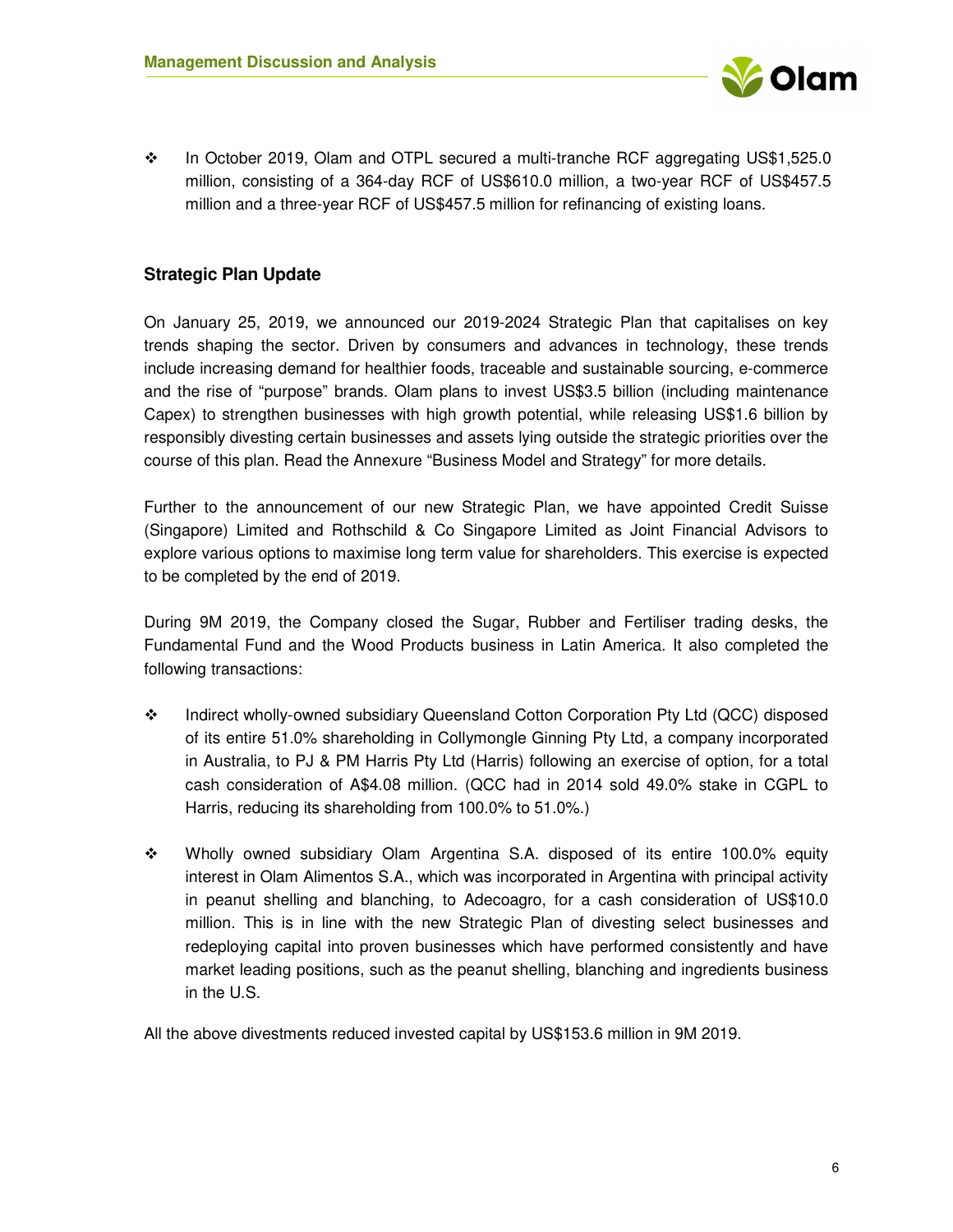- In October 2019, Olam and OTPL secured a multi-tranche RCF aggregating US$1,525.0 million, consisting of a 364-day RCF of US$610.0 million, a two-year RCF of US$457.5 million and a three-year RCF of US$457.5 million for refinancing of existing loans.

## Strategic Plan Update

On January 25, 2019, we announced our 2019-2024 Strategic Plan that capitalises on key trends shaping the sector. Driven by consumers and advances in technology, these trends include increasing demand for healthier foods, traceable and sustainable sourcing, e-commerce and the rise of "purpose" brands. Olam plans to invest US$3.5 billion (including maintenance Capex) to strengthen businesses with high growth potential, while releasing US$1.6 billion by responsibly divesting certain businesses and assets lying outside the strategic priorities over the course of this plan. Read the Annexure "Business Model and Strategy" for more details.

Further to the announcement of our new Strategic Plan, we have appointed Credit Suisse (Singapore) Limited and Rothschild & Co Singapore Limited as Joint Financial Advisors to explore various options to maximise long term value for shareholders. This exercise is expected to be completed by the end of 2019.

During 9M 2019, the Company closed the Sugar, Rubber and Fertiliser trading desks, the Fundamental Fund and the Wood Products business in Latin America. It also completed the following transactions:

- Indirect wholly-owned subsidiary Queensland Cotton Corporation Pty Ltd (QCC) disposed of its entire 51.0% shareholding in Collymongle Ginning Pty Ltd, a company incorporated in Australia, to PJ & PM Harris Pty Ltd (Harris) following an exercise of option, for a total cash consideration of A$4.08 million. (QCC had in 2014 sold 49.0% stake in CGPL to Harris, reducing its shareholding from 100.0% to 51.0%.)

- Wholly owned subsidiary Olam Argentina S.A. disposed of its entire 100.0% equity interest in Olam Alimentos S.A., which was incorporated in Argentina with principal activity in peanut shelling and blanching, to Adecoagro, for a cash consideration of US$10.0 million. This is in line with the new Strategic Plan of divesting select businesses and redeploying capital into proven businesses which have performed consistently and have market leading positions, such as the peanut shelling, blanching and ingredients business in the U.S.

All the above divestments reduced invested capital by US$153.6 million in 9M 2019.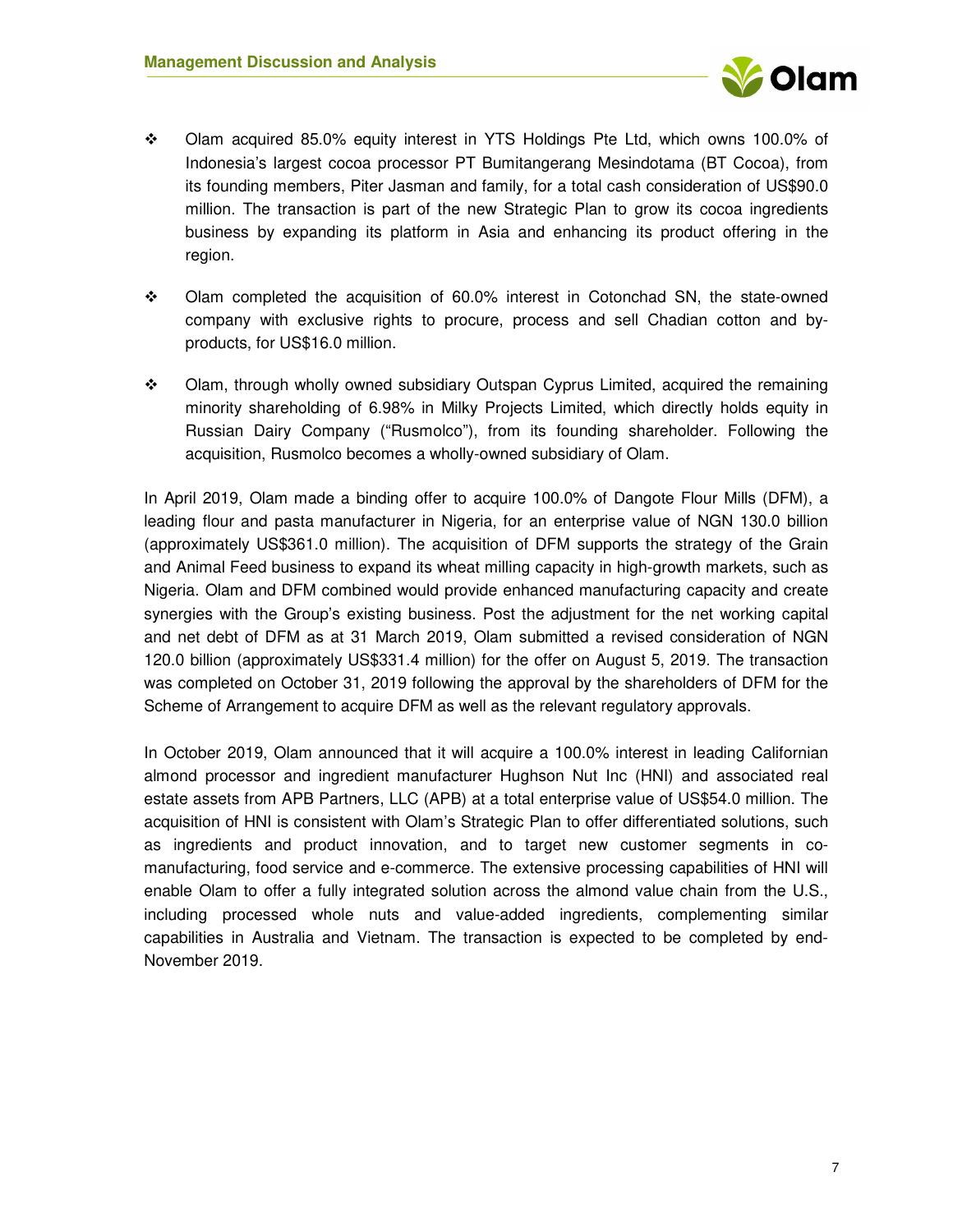- Olam acquired 85.0% equity interest in YTS Holdings Pte Ltd, which owns 100.0% of Indonesia's largest cocoa processor PT Bumitangerang Mesindotama (BT Cocoa), from its founding members, Piter Jasman and family, for a total cash consideration of US$90.0 million. The transaction is part of the new Strategic Plan to grow its cocoa ingredients business by expanding its platform in Asia and enhancing its product offering in the region.

- Olam completed the acquisition of 60.0% interest in Cotonchad SN, the state-owned company with exclusive rights to procure, process and sell Chadian cotton and by-products, for US$16.0 million.

- Olam, through wholly owned subsidiary Outspan Cyprus Limited, acquired the remaining minority shareholding of 6.98% in Milky Projects Limited, which directly holds equity in Russian Dairy Company ("Rusmolco"), from its founding shareholder. Following the acquisition, Rusmolco becomes a wholly-owned subsidiary of Olam.

In April 2019, Olam made a binding offer to acquire 100.0% of Dangote Flour Mills (DFM), a leading flour and pasta manufacturer in Nigeria, for an enterprise value of NGN 130.0 billion (approximately US$361.0 million). The acquisition of DFM supports the strategy of the Grain and Animal Feed business to expand its wheat milling capacity in high-growth markets, such as Nigeria. Olam and DFM combined would provide enhanced manufacturing capacity and create synergies with the Group's existing business. Post the adjustment for the net working capital and net debt of DFM as at 31 March 2019, Olam submitted a revised consideration of NGN 120.0 billion (approximately US$331.4 million) for the offer on August 5, 2019. The transaction was completed on October 31, 2019 following the approval by the shareholders of DFM for the Scheme of Arrangement to acquire DFM as well as the relevant regulatory approvals.

In October 2019, Olam announced that it will acquire a 100.0% interest in leading Californian almond processor and ingredient manufacturer Hughson Nut Inc (HNI) and associated real estate assets from APB Partners, LLC (APB) at a total enterprise value of US$54.0 million. The acquisition of HNI is consistent with Olam's Strategic Plan to offer differentiated solutions, such as ingredients and product innovation, and to target new customer segments in co-manufacturing, food service and e-commerce. The extensive processing capabilities of HNI will enable Olam to offer a fully integrated solution across the almond value chain from the U.S., including processed whole nuts and value-added ingredients, complementing similar capabilities in Australia and Vietnam. The transaction is expected to be completed by end-November 2019.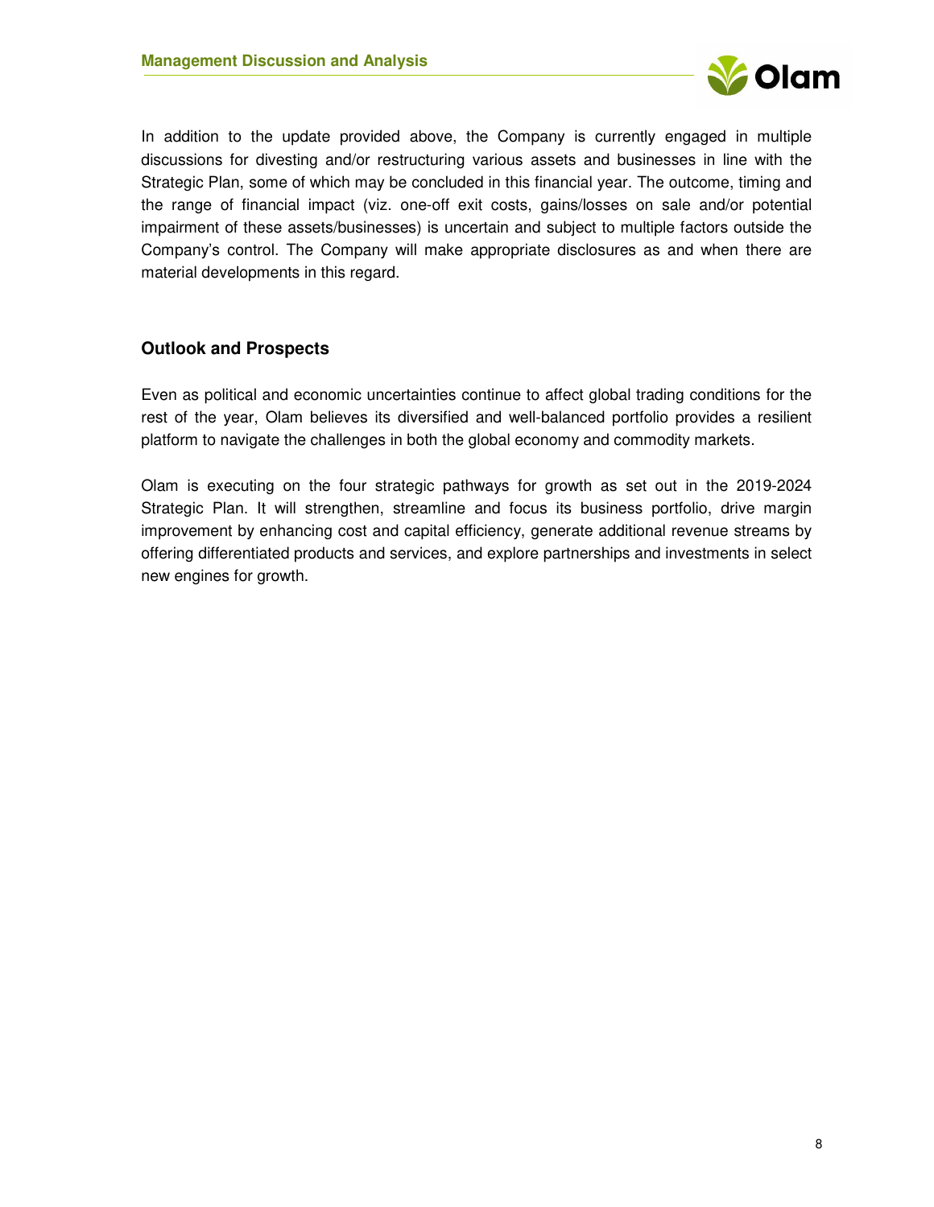In addition to the update provided above, the Company is currently engaged in multiple discussions for divesting and/or restructuring various assets and businesses in line with the Strategic Plan, some of which may be concluded in this financial year. The outcome, timing and the range of financial impact (viz. one-off exit costs, gains/losses on sale and/or potential impairment of these assets/businesses) is uncertain and subject to multiple factors outside the Company's control. The Company will make appropriate disclosures as and when there are material developments in this regard.

## Outlook and Prospects

Even as political and economic uncertainties continue to affect global trading conditions for the rest of the year, Olam believes its diversified and well-balanced portfolio provides a resilient platform to navigate the challenges in both the global economy and commodity markets.

Olam is executing on the four strategic pathways for growth as set out in the 2019-2024 Strategic Plan. It will strengthen, streamline and focus its business portfolio, drive margin improvement by enhancing cost and capital efficiency, generate additional revenue streams by offering differentiated products and services, and explore partnerships and investments in select new engines for growth.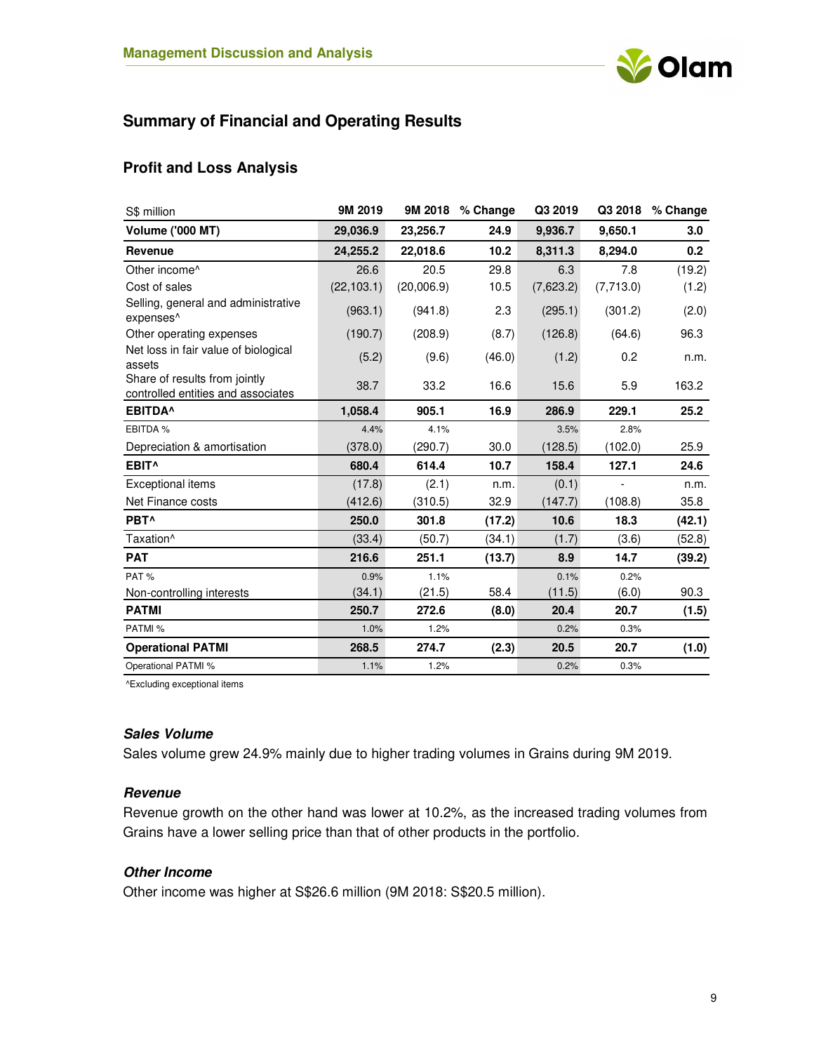## Summary of Financial and Operating Results

### Profit and Loss Analysis

| S$ million | 9M 2019 | 9M 2018 | % Change | Q3 2019 | Q3 2018 | % Change |
|---|---|---|---|---|---|---|
| **Volume ('000 MT)** | **29,036.9** | **23,256.7** | **24.9** | **9,936.7** | **9,650.1** | **3.0** |
| **Revenue** | **24,255.2** | **22,018.6** | **10.2** | **8,311.3** | **8,294.0** | **0.2** |
| Other income^ | 26.6 | 20.5 | 29.8 | 6.3 | 7.8 | (19.2) |
| Cost of sales | (22,103.1) | (20,006.9) | 10.5 | (7,623.2) | (7,713.0) | (1.2) |
| Selling, general and administrative expenses^ | (963.1) | (941.8) | 2.3 | (295.1) | (301.2) | (2.0) |
| Other operating expenses | (190.7) | (208.9) | (8.7) | (126.8) | (64.6) | 96.3 |
| Net loss in fair value of biological assets | (5.2) | (9.6) | (46.0) | (1.2) | 0.2 | n.m. |
| Share of results from jointly controlled entities and associates | 38.7 | 33.2 | 16.6 | 15.6 | 5.9 | 163.2 |
| **EBITDA^** | **1,058.4** | **905.1** | **16.9** | **286.9** | **229.1** | **25.2** |
| EBITDA % | 4.4% | 4.1% | | 3.5% | 2.8% | |
| Depreciation & amortisation | (378.0) | (290.7) | 30.0 | (128.5) | (102.0) | 25.9 |
| **EBIT^** | **680.4** | **614.4** | **10.7** | **158.4** | **127.1** | **24.6** |
| Exceptional items | (17.8) | (2.1) | n.m. | (0.1) | - | n.m. |
| Net Finance costs | (412.6) | (310.5) | 32.9 | (147.7) | (108.8) | 35.8 |
| **PBT^** | **250.0** | **301.8** | **(17.2)** | **10.6** | **18.3** | **(42.1)** |
| Taxation^ | (33.4) | (50.7) | (34.1) | (1.7) | (3.6) | (52.8) |
| **PAT** | **216.6** | **251.1** | **(13.7)** | **8.9** | **14.7** | **(39.2)** |
| PAT % | 0.9% | 1.1% | | 0.1% | 0.2% | |
| Non-controlling interests | (34.1) | (21.5) | 58.4 | (11.5) | (6.0) | 90.3 |
| **PATMI** | **250.7** | **272.6** | **(8.0)** | **20.4** | **20.7** | **(1.5)** |
| PATMI % | 1.0% | 1.2% | | 0.2% | 0.3% | |
| **Operational PATMI** | **268.5** | **274.7** | **(2.3)** | **20.5** | **20.7** | **(1.0)** |
| Operational PATMI % | 1.1% | 1.2% | | 0.2% | 0.3% | |

^Excluding exceptional items

#### *Sales Volume*

Sales volume grew 24.9% mainly due to higher trading volumes in Grains during 9M 2019.

#### *Revenue*

Revenue growth on the other hand was lower at 10.2%, as the increased trading volumes from Grains have a lower selling price than that of other products in the portfolio.

#### *Other Income*

Other income was higher at S$26.6 million (9M 2018: S$20.5 million).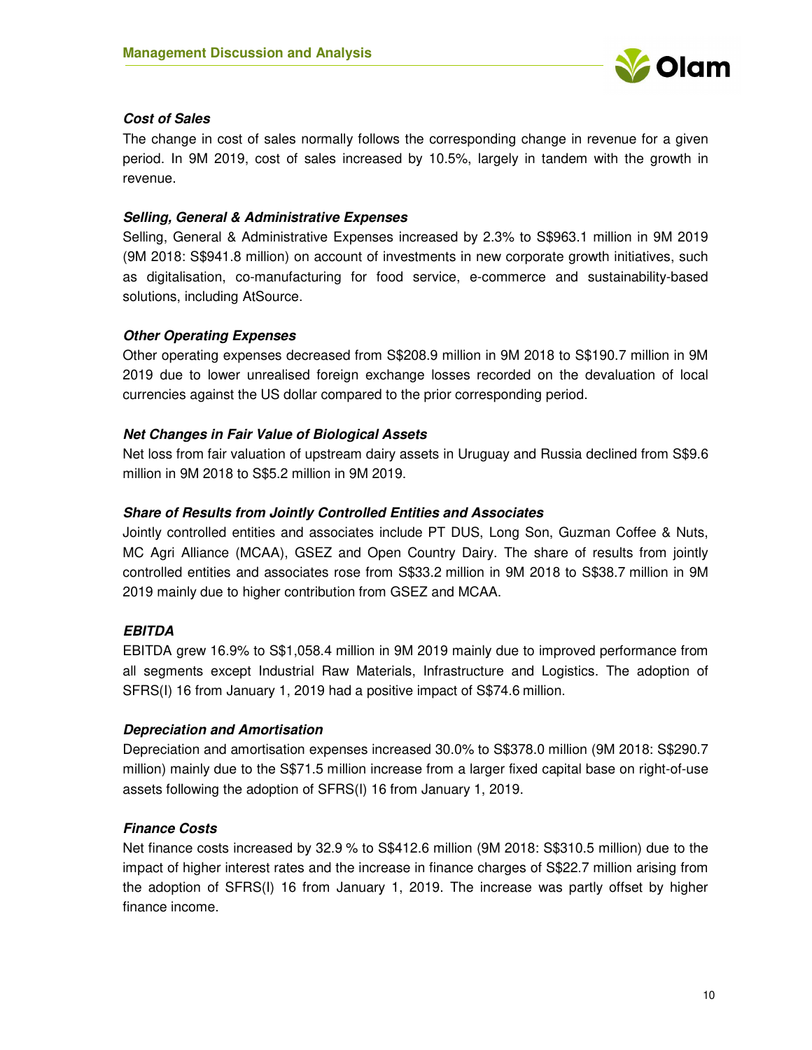### *Cost of Sales*

The change in cost of sales normally follows the corresponding change in revenue for a given period. In 9M 2019, cost of sales increased by 10.5%, largely in tandem with the growth in revenue.

### *Selling, General & Administrative Expenses*

Selling, General & Administrative Expenses increased by 2.3% to S$963.1 million in 9M 2019 (9M 2018: S$941.8 million) on account of investments in new corporate growth initiatives, such as digitalisation, co-manufacturing for food service, e-commerce and sustainability-based solutions, including AtSource.

### *Other Operating Expenses*

Other operating expenses decreased from S$208.9 million in 9M 2018 to S$190.7 million in 9M 2019 due to lower unrealised foreign exchange losses recorded on the devaluation of local currencies against the US dollar compared to the prior corresponding period.

### *Net Changes in Fair Value of Biological Assets*

Net loss from fair valuation of upstream dairy assets in Uruguay and Russia declined from S$9.6 million in 9M 2018 to S$5.2 million in 9M 2019.

### *Share of Results from Jointly Controlled Entities and Associates*

Jointly controlled entities and associates include PT DUS, Long Son, Guzman Coffee & Nuts, MC Agri Alliance (MCAA), GSEZ and Open Country Dairy. The share of results from jointly controlled entities and associates rose from S$33.2 million in 9M 2018 to S$38.7 million in 9M 2019 mainly due to higher contribution from GSEZ and MCAA.

### *EBITDA*

EBITDA grew 16.9% to S$1,058.4 million in 9M 2019 mainly due to improved performance from all segments except Industrial Raw Materials, Infrastructure and Logistics. The adoption of SFRS(I) 16 from January 1, 2019 had a positive impact of S$74.6 million.

### *Depreciation and Amortisation*

Depreciation and amortisation expenses increased 30.0% to S$378.0 million (9M 2018: S$290.7 million) mainly due to the S$71.5 million increase from a larger fixed capital base on right-of-use assets following the adoption of SFRS(I) 16 from January 1, 2019.

### *Finance Costs*

Net finance costs increased by 32.9 % to S$412.6 million (9M 2018: S$310.5 million) due to the impact of higher interest rates and the increase in finance charges of S$22.7 million arising from the adoption of SFRS(I) 16 from January 1, 2019. The increase was partly offset by higher finance income.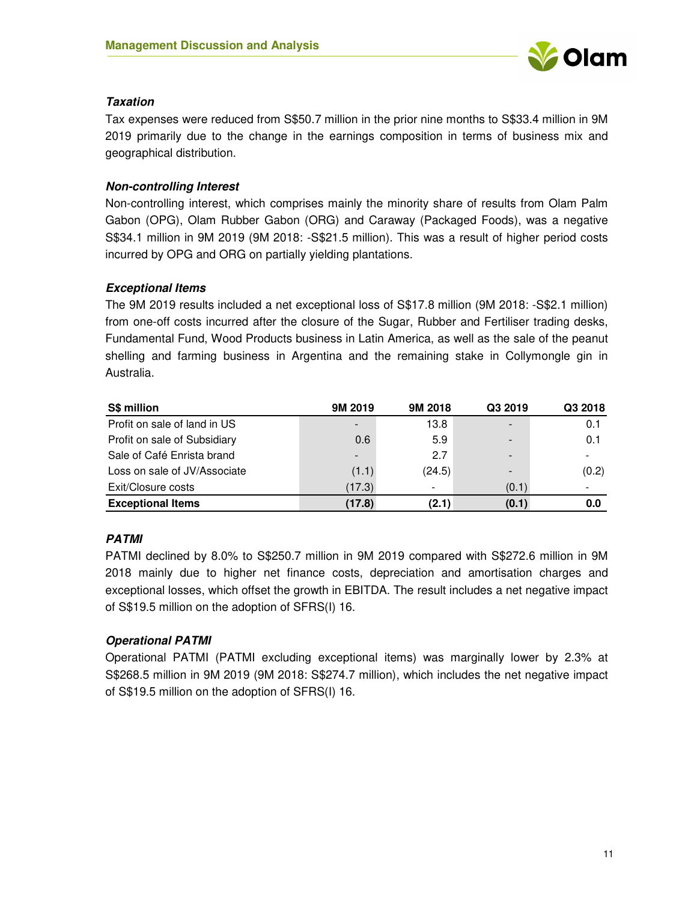### Taxation

Tax expenses were reduced from S$50.7 million in the prior nine months to S$33.4 million in 9M 2019 primarily due to the change in the earnings composition in terms of business mix and geographical distribution.

### Non-controlling Interest

Non-controlling interest, which comprises mainly the minority share of results from Olam Palm Gabon (OPG), Olam Rubber Gabon (ORG) and Caraway (Packaged Foods), was a negative S$34.1 million in 9M 2019 (9M 2018: -S$21.5 million). This was a result of higher period costs incurred by OPG and ORG on partially yielding plantations.

### Exceptional Items

The 9M 2019 results included a net exceptional loss of S$17.8 million (9M 2018: -S$2.1 million) from one-off costs incurred after the closure of the Sugar, Rubber and Fertiliser trading desks, Fundamental Fund, Wood Products business in Latin America, as well as the sale of the peanut shelling and farming business in Argentina and the remaining stake in Collymongle gin in Australia.

| S$ million | 9M 2019 | 9M 2018 | Q3 2019 | Q3 2018 |
|---|---|---|---|---|
| Profit on sale of land in US | - | 13.8 | - | 0.1 |
| Profit on sale of Subsidiary | 0.6 | 5.9 | - | 0.1 |
| Sale of Café Enrista brand | - | 2.7 | - | - |
| Loss on sale of JV/Associate | (1.1) | (24.5) | - | (0.2) |
| Exit/Closure costs | (17.3) | - | (0.1) | - |
| **Exceptional Items** | **(17.8)** | **(2.1)** | **(0.1)** | **0.0** |

### PATMI

PATMI declined by 8.0% to S$250.7 million in 9M 2019 compared with S$272.6 million in 9M 2018 mainly due to higher net finance costs, depreciation and amortisation charges and exceptional losses, which offset the growth in EBITDA. The result includes a net negative impact of S$19.5 million on the adoption of SFRS(I) 16.

### Operational PATMI

Operational PATMI (PATMI excluding exceptional items) was marginally lower by 2.3% at S$268.5 million in 9M 2019 (9M 2018: S$274.7 million), which includes the net negative impact of S$19.5 million on the adoption of SFRS(I) 16.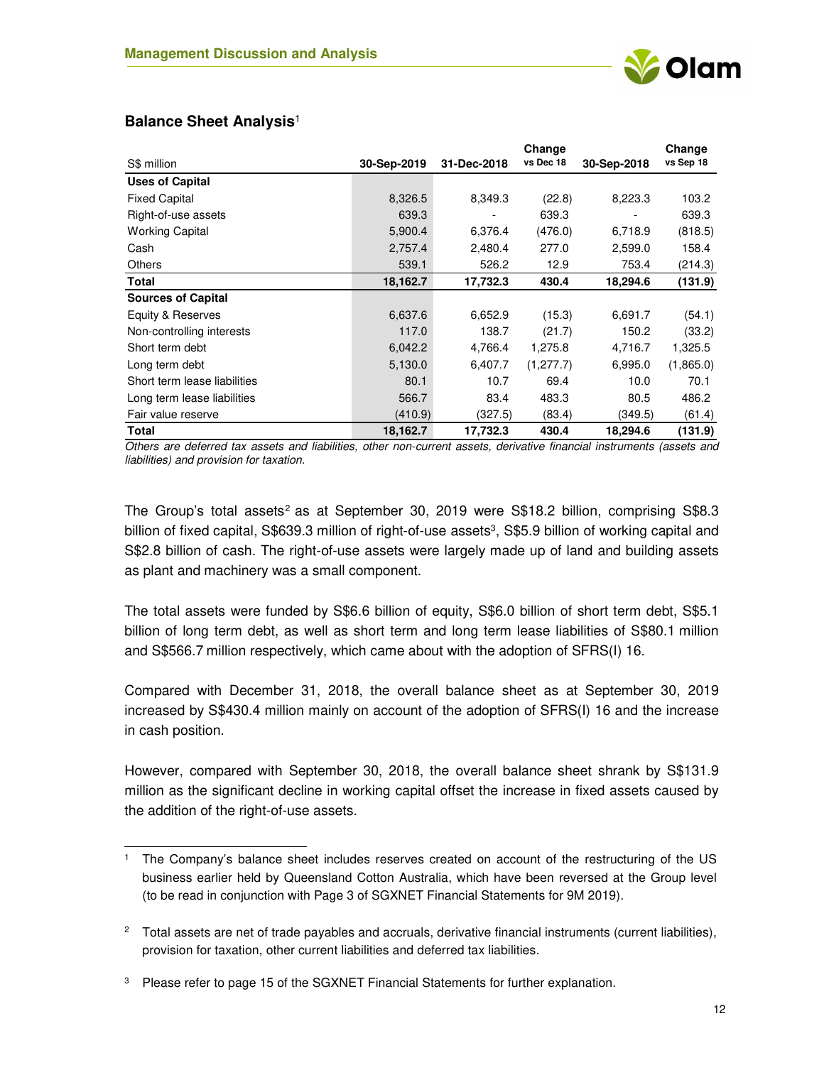## Balance Sheet Analysis[1]

| S$ million | 30-Sep-2019 | 31-Dec-2018 | Change vs Dec 18 | 30-Sep-2018 | Change vs Sep 18 |
|---|---|---|---|---|---|
| **Uses of Capital** | | | | | |
| Fixed Capital | 8,326.5 | 8,349.3 | (22.8) | 8,223.3 | 103.2 |
| Right-of-use assets | 639.3 | - | 639.3 | - | 639.3 |
| Working Capital | 5,900.4 | 6,376.4 | (476.0) | 6,718.9 | (818.5) |
| Cash | 2,757.4 | 2,480.4 | 277.0 | 2,599.0 | 158.4 |
| Others | 539.1 | 526.2 | 12.9 | 753.4 | (214.3) |
| **Total** | **18,162.7** | **17,732.3** | **430.4** | **18,294.6** | **(131.9)** |
| **Sources of Capital** | | | | | |
| Equity & Reserves | 6,637.6 | 6,652.9 | (15.3) | 6,691.7 | (54.1) |
| Non-controlling interests | 117.0 | 138.7 | (21.7) | 150.2 | (33.2) |
| Short term debt | 6,042.2 | 4,766.4 | 1,275.8 | 4,716.7 | 1,325.5 |
| Long term debt | 5,130.0 | 6,407.7 | (1,277.7) | 6,995.0 | (1,865.0) |
| Short term lease liabilities | 80.1 | 10.7 | 69.4 | 10.0 | 70.1 |
| Long term lease liabilities | 566.7 | 83.4 | 483.3 | 80.5 | 486.2 |
| Fair value reserve | (410.9) | (327.5) | (83.4) | (349.5) | (61.4) |
| **Total** | **18,162.7** | **17,732.3** | **430.4** | **18,294.6** | **(131.9)** |

*Others are deferred tax assets and liabilities, other non-current assets, derivative financial instruments (assets and liabilities) and provision for taxation.*

The Group's total assets[2] as at September 30, 2019 were S$18.2 billion, comprising S$8.3 billion of fixed capital, S$639.3 million of right-of-use assets[3], S$5.9 billion of working capital and S$2.8 billion of cash. The right-of-use assets were largely made up of land and building assets as plant and machinery was a small component.

The total assets were funded by S$6.6 billion of equity, S$6.0 billion of short term debt, S$5.1 billion of long term debt, as well as short term and long term lease liabilities of S$80.1 million and S$566.7 million respectively, which came about with the adoption of SFRS(I) 16.

Compared with December 31, 2018, the overall balance sheet as at September 30, 2019 increased by S$430.4 million mainly on account of the adoption of SFRS(I) 16 and the increase in cash position.

However, compared with September 30, 2018, the overall balance sheet shrank by S$131.9 million as the significant decline in working capital offset the increase in fixed assets caused by the addition of the right-of-use assets.

---

[1] The Company's balance sheet includes reserves created on account of the restructuring of the US business earlier held by Queensland Cotton Australia, which have been reversed at the Group level (to be read in conjunction with Page 3 of SGXNET Financial Statements for 9M 2019).

[2] Total assets are net of trade payables and accruals, derivative financial instruments (current liabilities), provision for taxation, other current liabilities and deferred tax liabilities.

[3] Please refer to page 15 of the SGXNET Financial Statements for further explanation.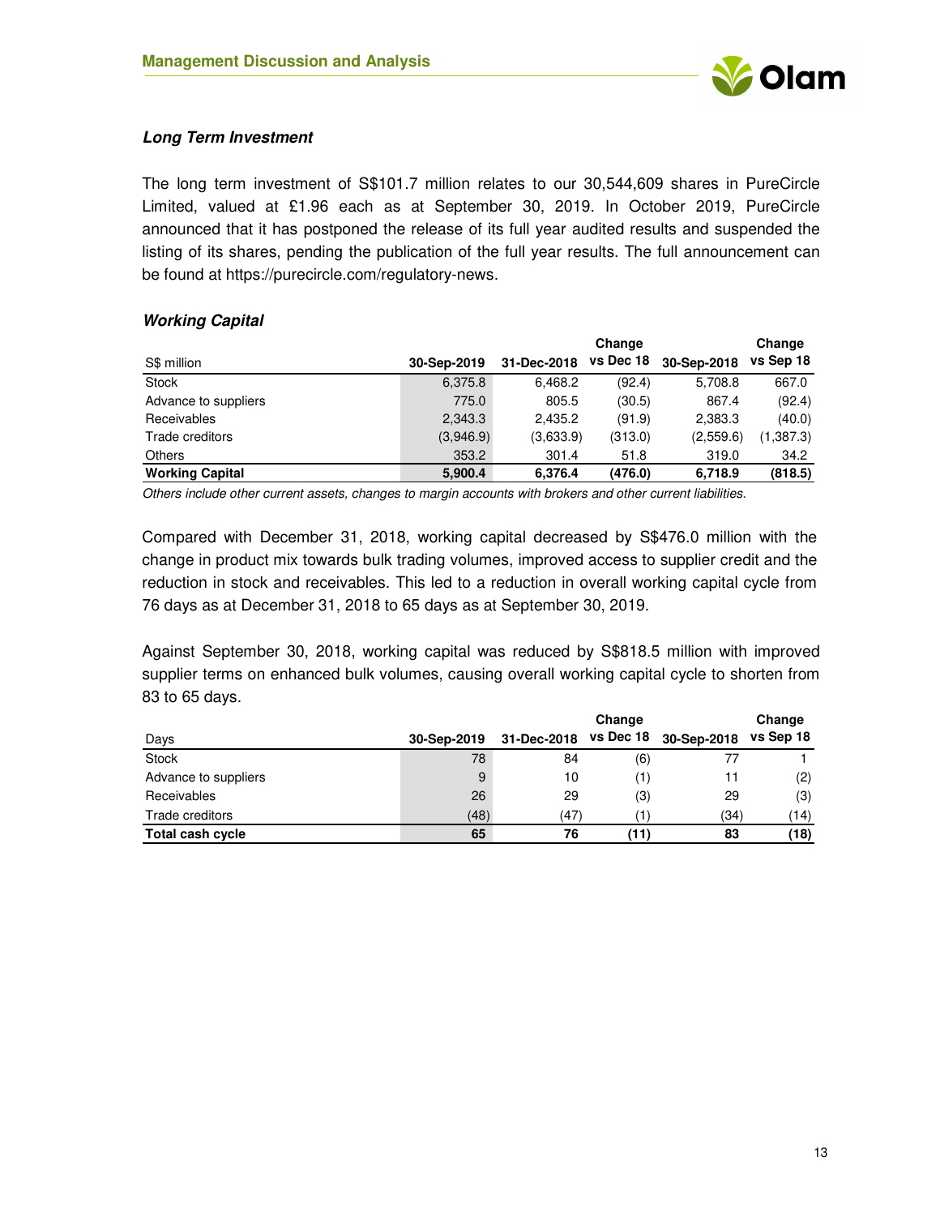### *Long Term Investment*

The long term investment of S$101.7 million relates to our 30,544,609 shares in PureCircle Limited, valued at £1.96 each as at September 30, 2019. In October 2019, PureCircle announced that it has postponed the release of its full year audited results and suspended the listing of its shares, pending the publication of the full year results. The full announcement can be found at https://purecircle.com/regulatory-news.

### *Working Capital*

| S$ million | 30-Sep-2019 | 31-Dec-2018 | Change vs Dec 18 | 30-Sep-2018 | Change vs Sep 18 |
|---|---|---|---|---|---|
| Stock | 6,375.8 | 6,468.2 | (92.4) | 5,708.8 | 667.0 |
| Advance to suppliers | 775.0 | 805.5 | (30.5) | 867.4 | (92.4) |
| Receivables | 2,343.3 | 2,435.2 | (91.9) | 2,383.3 | (40.0) |
| Trade creditors | (3,946.9) | (3,633.9) | (313.0) | (2,559.6) | (1,387.3) |
| Others | 353.2 | 301.4 | 51.8 | 319.0 | 34.2 |
| **Working Capital** | **5,900.4** | **6,376.4** | **(476.0)** | **6,718.9** | **(818.5)** |

*Others include other current assets, changes to margin accounts with brokers and other current liabilities.*

Compared with December 31, 2018, working capital decreased by S$476.0 million with the change in product mix towards bulk trading volumes, improved access to supplier credit and the reduction in stock and receivables. This led to a reduction in overall working capital cycle from 76 days as at December 31, 2018 to 65 days as at September 30, 2019.

Against September 30, 2018, working capital was reduced by S$818.5 million with improved supplier terms on enhanced bulk volumes, causing overall working capital cycle to shorten from 83 to 65 days.

| Days | 30-Sep-2019 | 31-Dec-2018 | Change vs Dec 18 | 30-Sep-2018 | Change vs Sep 18 |
|---|---|---|---|---|---|
| Stock | 78 | 84 | (6) | 77 | 1 |
| Advance to suppliers | 9 | 10 | (1) | 11 | (2) |
| Receivables | 26 | 29 | (3) | 29 | (3) |
| Trade creditors | (48) | (47) | (1) | (34) | (14) |
| **Total cash cycle** | **65** | **76** | **(11)** | **83** | **(18)** |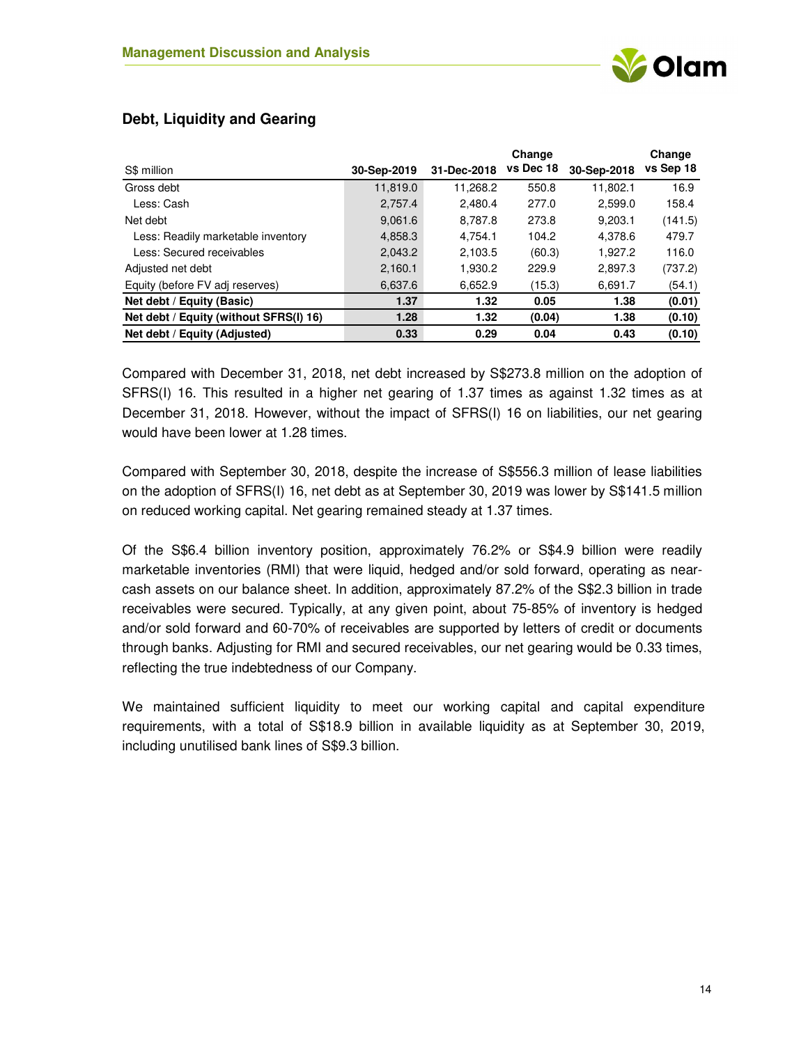## Debt, Liquidity and Gearing

| S$ million | 30-Sep-2019 | 31-Dec-2018 | Change vs Dec 18 | 30-Sep-2018 | Change vs Sep 18 |
|---|---|---|---|---|---|
| Gross debt | 11,819.0 | 11,268.2 | 550.8 | 11,802.1 | 16.9 |
| Less: Cash | 2,757.4 | 2,480.4 | 277.0 | 2,599.0 | 158.4 |
| Net debt | 9,061.6 | 8,787.8 | 273.8 | 9,203.1 | (141.5) |
| Less: Readily marketable inventory | 4,858.3 | 4,754.1 | 104.2 | 4,378.6 | 479.7 |
| Less: Secured receivables | 2,043.2 | 2,103.5 | (60.3) | 1,927.2 | 116.0 |
| Adjusted net debt | 2,160.1 | 1,930.2 | 229.9 | 2,897.3 | (737.2) |
| Equity (before FV adj reserves) | 6,637.6 | 6,652.9 | (15.3) | 6,691.7 | (54.1) |
| **Net debt / Equity (Basic)** | **1.37** | **1.32** | **0.05** | **1.38** | **(0.01)** |
| **Net debt / Equity (without SFRS(I) 16)** | **1.28** | **1.32** | **(0.04)** | **1.38** | **(0.10)** |
| **Net debt / Equity (Adjusted)** | **0.33** | **0.29** | **0.04** | **0.43** | **(0.10)** |

Compared with December 31, 2018, net debt increased by S$273.8 million on the adoption of SFRS(I) 16. This resulted in a higher net gearing of 1.37 times as against 1.32 times as at December 31, 2018. However, without the impact of SFRS(I) 16 on liabilities, our net gearing would have been lower at 1.28 times.

Compared with September 30, 2018, despite the increase of S$556.3 million of lease liabilities on the adoption of SFRS(I) 16, net debt as at September 30, 2019 was lower by S$141.5 million on reduced working capital. Net gearing remained steady at 1.37 times.

Of the S$6.4 billion inventory position, approximately 76.2% or S$4.9 billion were readily marketable inventories (RMI) that were liquid, hedged and/or sold forward, operating as near-cash assets on our balance sheet. In addition, approximately 87.2% of the S$2.3 billion in trade receivables were secured. Typically, at any given point, about 75-85% of inventory is hedged and/or sold forward and 60-70% of receivables are supported by letters of credit or documents through banks. Adjusting for RMI and secured receivables, our net gearing would be 0.33 times, reflecting the true indebtedness of our Company.

We maintained sufficient liquidity to meet our working capital and capital expenditure requirements, with a total of S$18.9 billion in available liquidity as at September 30, 2019, including unutilised bank lines of S$9.3 billion.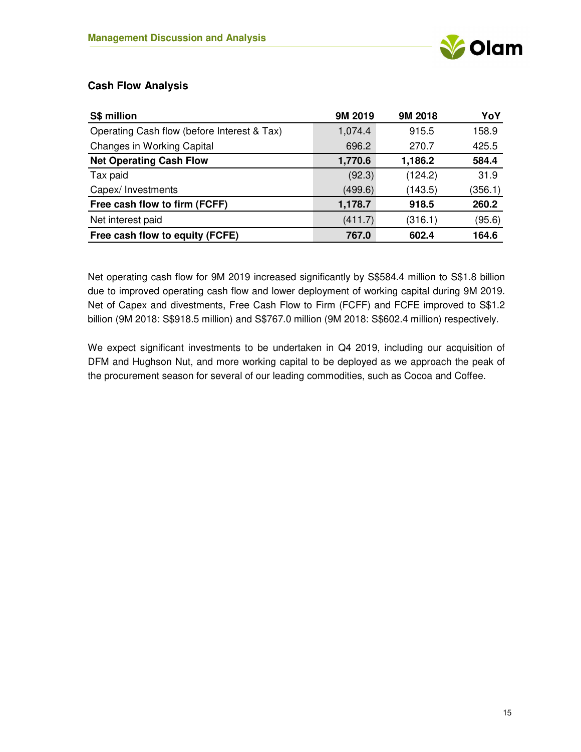## Cash Flow Analysis

| S$ million | 9M 2019 | 9M 2018 | YoY |
|---|---|---|---|
| Operating Cash flow (before Interest & Tax) | 1,074.4 | 915.5 | 158.9 |
| Changes in Working Capital | 696.2 | 270.7 | 425.5 |
| **Net Operating Cash Flow** | **1,770.6** | **1,186.2** | **584.4** |
| Tax paid | (92.3) | (124.2) | 31.9 |
| Capex/ Investments | (499.6) | (143.5) | (356.1) |
| **Free cash flow to firm (FCFF)** | **1,178.7** | **918.5** | **260.2** |
| Net interest paid | (411.7) | (316.1) | (95.6) |
| **Free cash flow to equity (FCFE)** | **767.0** | **602.4** | **164.6** |

Net operating cash flow for 9M 2019 increased significantly by S$584.4 million to S$1.8 billion due to improved operating cash flow and lower deployment of working capital during 9M 2019. Net of Capex and divestments, Free Cash Flow to Firm (FCFF) and FCFE improved to S$1.2 billion (9M 2018: S$918.5 million) and S$767.0 million (9M 2018: S$602.4 million) respectively.

We expect significant investments to be undertaken in Q4 2019, including our acquisition of DFM and Hughson Nut, and more working capital to be deployed as we approach the peak of the procurement season for several of our leading commodities, such as Cocoa and Coffee.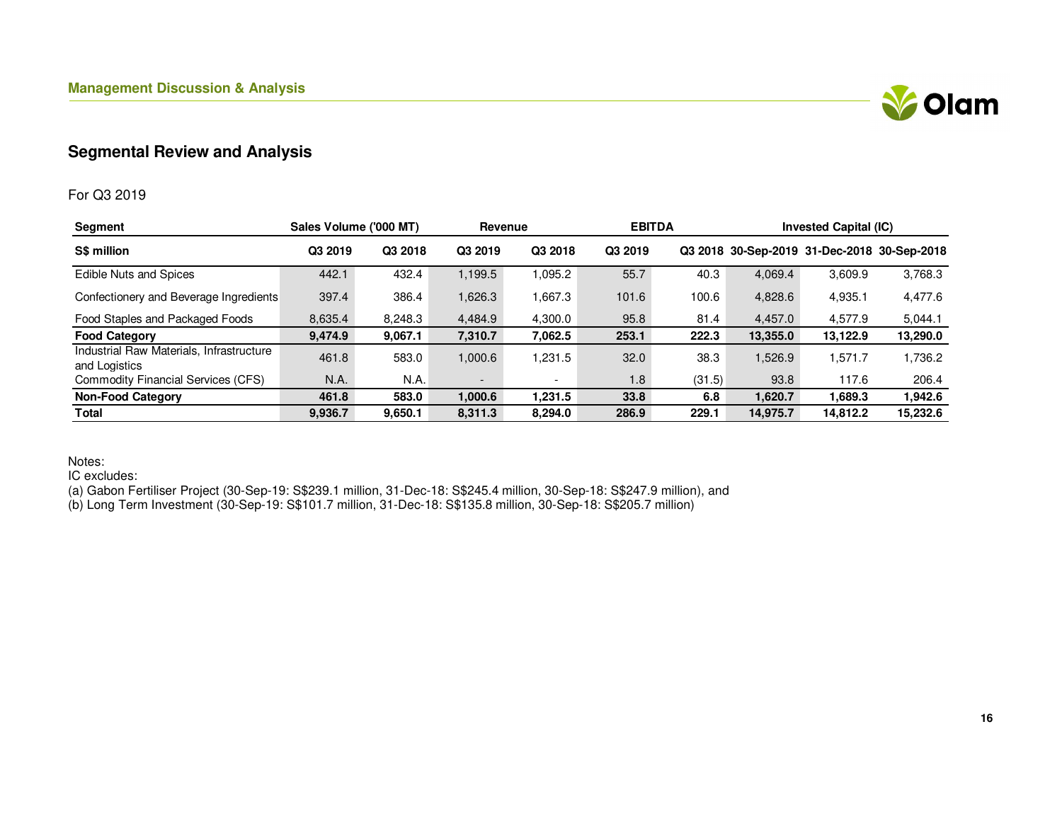## Management Discussion & Analysis

## Segmental Review and Analysis

For Q3 2019

| Segment | Sales Volume ('000 MT) | | Revenue | | EBITDA | | Invested Capital (IC) | | |
|---|---|---|---|---|---|---|---|---|---|
| S$ million | Q3 2019 | Q3 2018 | Q3 2019 | Q3 2018 | Q3 2019 | Q3 2018 | 30-Sep-2019 | 31-Dec-2018 | 30-Sep-2018 |
| Edible Nuts and Spices | 442.1 | 432.4 | 1,199.5 | 1,095.2 | 55.7 | 40.3 | 4,069.4 | 3,609.9 | 3,768.3 |
| Confectionery and Beverage Ingredients | 397.4 | 386.4 | 1,626.3 | 1,667.3 | 101.6 | 100.6 | 4,828.6 | 4,935.1 | 4,477.6 |
| Food Staples and Packaged Foods | 8,635.4 | 8,248.3 | 4,484.9 | 4,300.0 | 95.8 | 81.4 | 4,457.0 | 4,577.9 | 5,044.1 |
| **Food Category** | **9,474.9** | **9,067.1** | **7,310.7** | **7,062.5** | **253.1** | **222.3** | **13,355.0** | **13,122.9** | **13,290.0** |
| Industrial Raw Materials, Infrastructure and Logistics | 461.8 | 583.0 | 1,000.6 | 1,231.5 | 32.0 | 38.3 | 1,526.9 | 1,571.7 | 1,736.2 |
| Commodity Financial Services (CFS) | N.A. | N.A. | - | - | 1.8 | (31.5) | 93.8 | 117.6 | 206.4 |
| **Non-Food Category** | **461.8** | **583.0** | **1,000.6** | **1,231.5** | **33.8** | **6.8** | **1,620.7** | **1,689.3** | **1,942.6** |
| **Total** | **9,936.7** | **9,650.1** | **8,311.3** | **8,294.0** | **286.9** | **229.1** | **14,975.7** | **14,812.2** | **15,232.6** |

Notes:
IC excludes:
(a) Gabon Fertiliser Project (30-Sep-19: S$239.1 million, 31-Dec-18: S$245.4 million, 30-Sep-18: S$247.9 million), and
(b) Long Term Investment (30-Sep-19: S$101.7 million, 31-Dec-18: S$135.8 million, 30-Sep-18: S$205.7 million)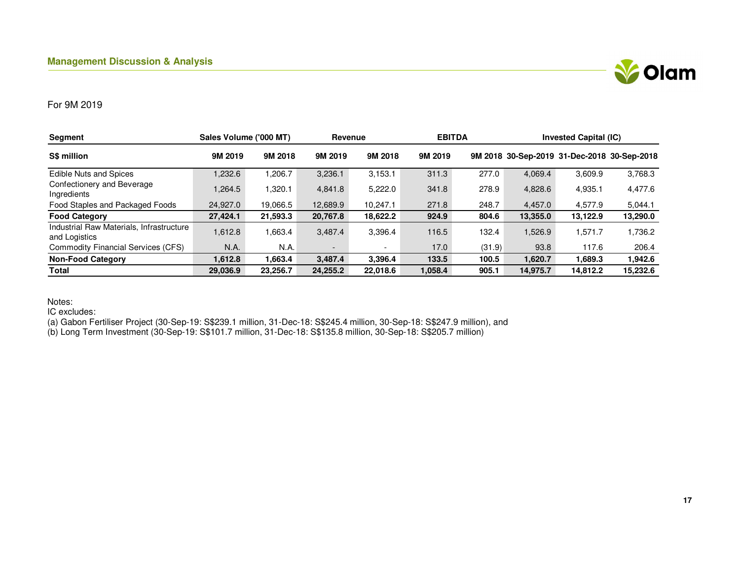## Management Discussion & Analysis

For 9M 2019

| Segment | Sales Volume ('000 MT) | | Revenue | | EBITDA | | Invested Capital (IC) | | |
|---|---|---|---|---|---|---|---|---|---|
| S$ million | 9M 2019 | 9M 2018 | 9M 2019 | 9M 2018 | 9M 2019 | 9M 2018 | 30-Sep-2019 | 31-Dec-2018 | 30-Sep-2018 |
| Edible Nuts and Spices | 1,232.6 | 1,206.7 | 3,236.1 | 3,153.1 | 311.3 | 277.0 | 4,069.4 | 3,609.9 | 3,768.3 |
| Confectionery and Beverage Ingredients | 1,264.5 | 1,320.1 | 4,841.8 | 5,222.0 | 341.8 | 278.9 | 4,828.6 | 4,935.1 | 4,477.6 |
| Food Staples and Packaged Foods | 24,927.0 | 19,066.5 | 12,689.9 | 10,247.1 | 271.8 | 248.7 | 4,457.0 | 4,577.9 | 5,044.1 |
| **Food Category** | **27,424.1** | **21,593.3** | **20,767.8** | **18,622.2** | **924.9** | **804.6** | **13,355.0** | **13,122.9** | **13,290.0** |
| Industrial Raw Materials, Infrastructure and Logistics | 1,612.8 | 1,663.4 | 3,487.4 | 3,396.4 | 116.5 | 132.4 | 1,526.9 | 1,571.7 | 1,736.2 |
| Commodity Financial Services (CFS) | N.A. | N.A. | - | - | 17.0 | (31.9) | 93.8 | 117.6 | 206.4 |
| **Non-Food Category** | **1,612.8** | **1,663.4** | **3,487.4** | **3,396.4** | **133.5** | **100.5** | **1,620.7** | **1,689.3** | **1,942.6** |
| **Total** | **29,036.9** | **23,256.7** | **24,255.2** | **22,018.6** | **1,058.4** | **905.1** | **14,975.7** | **14,812.2** | **15,232.6** |

Notes:
IC excludes:
(a) Gabon Fertiliser Project (30-Sep-19: S$239.1 million, 31-Dec-18: S$245.4 million, 30-Sep-18: S$247.9 million), and
(b) Long Term Investment (30-Sep-19: S$101.7 million, 31-Dec-18: S$135.8 million, 30-Sep-18: S$205.7 million)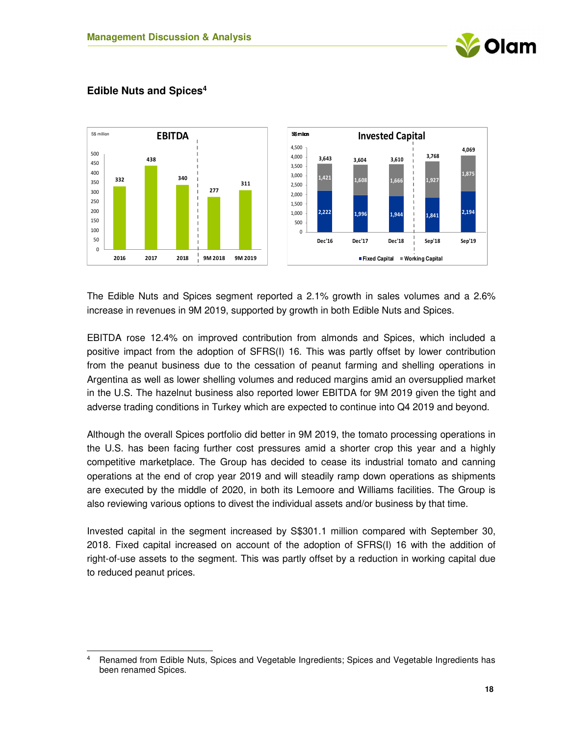## Edible Nuts and Spices[4]

**EBITDA** (S$ million)

| 2016 | 2017 | 2018 | 9M 2018 | 9M 2019 |
|---|---|---|---|---|
| 332 | 438 | 340 | 277 | 311 |

**Invested Capital** (S$ million)

| | Dec'16 | Dec'17 | Dec'18 | Sep'18 | Sep'19 |
|---|---|---|---|---|---|
| Fixed Capital | 2,222 | 1,996 | 1,944 | 1,841 | 2,194 |
| Working Capital | 1,421 | 1,608 | 1,666 | 1,927 | 1,875 |
| Total | 3,643 | 3,604 | 3,610 | 3,768 | 4,069 |

The Edible Nuts and Spices segment reported a 2.1% growth in sales volumes and a 2.6% increase in revenues in 9M 2019, supported by growth in both Edible Nuts and Spices.

EBITDA rose 12.4% on improved contribution from almonds and Spices, which included a positive impact from the adoption of SFRS(I) 16. This was partly offset by lower contribution from the peanut business due to the cessation of peanut farming and shelling operations in Argentina as well as lower shelling volumes and reduced margins amid an oversupplied market in the U.S. The hazelnut business also reported lower EBITDA for 9M 2019 given the tight and adverse trading conditions in Turkey which are expected to continue into Q4 2019 and beyond.

Although the overall Spices portfolio did better in 9M 2019, the tomato processing operations in the U.S. has been facing further cost pressures amid a shorter crop this year and a highly competitive marketplace. The Group has decided to cease its industrial tomato and canning operations at the end of crop year 2019 and will steadily ramp down operations as shipments are executed by the middle of 2020, in both its Lemoore and Williams facilities. The Group is also reviewing various options to divest the individual assets and/or business by that time.

Invested capital in the segment increased by S$301.1 million compared with September 30, 2018. Fixed capital increased on account of the adoption of SFRS(I) 16 with the addition of right-of-use assets to the segment. This was partly offset by a reduction in working capital due to reduced peanut prices.

---

[4] Renamed from Edible Nuts, Spices and Vegetable Ingredients; Spices and Vegetable Ingredients has been renamed Spices.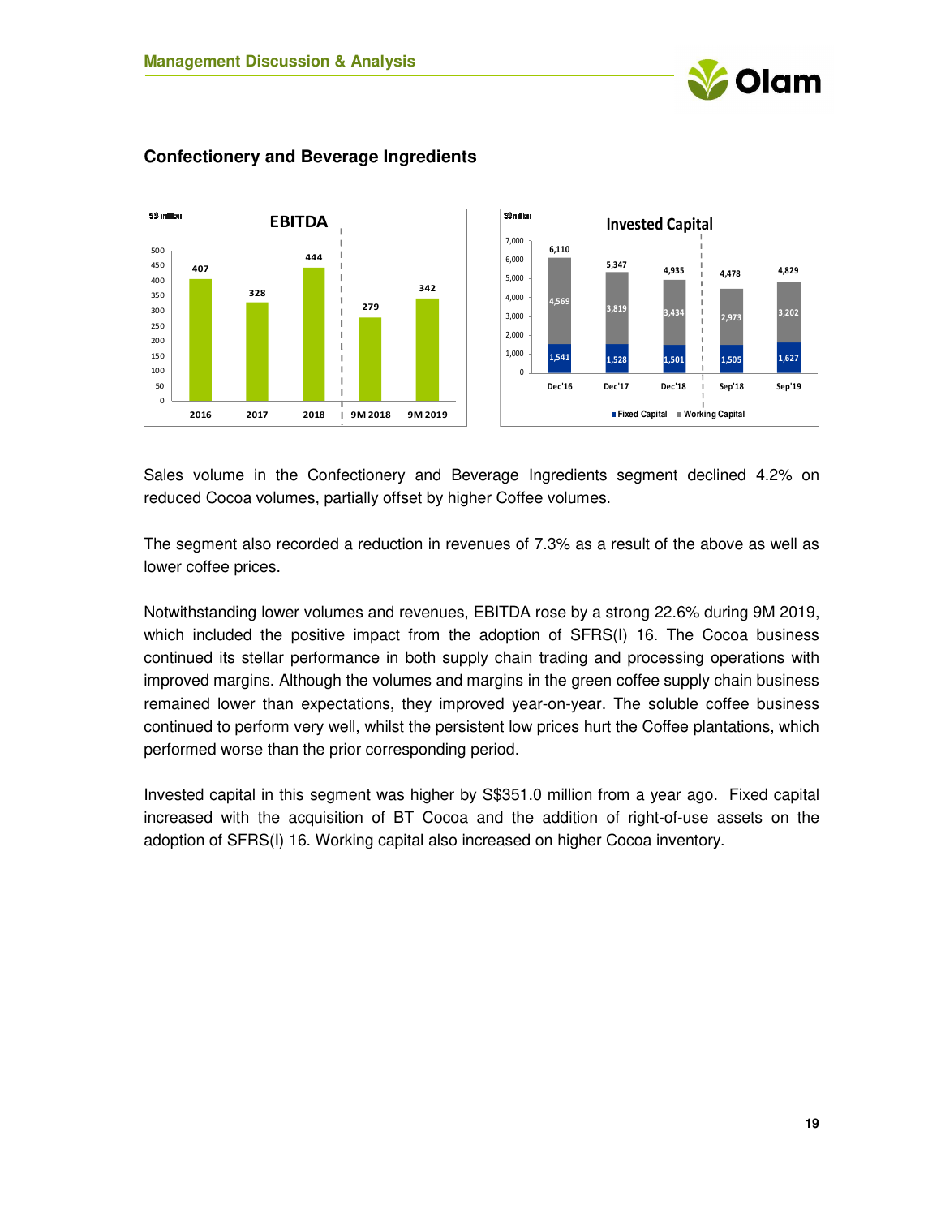## Confectionery and Beverage Ingredients

**EBITDA** (S$ million)

| | 2016 | 2017 | 2018 | 9M 2018 | 9M 2019 |
|---|---|---|---|---|---|
| EBITDA | 407 | 328 | 444 | 279 | 342 |

**Invested Capital** (S$ million)

| | Dec'16 | Dec'17 | Dec'18 | Sep'18 | Sep'19 |
|---|---|---|---|---|---|
| Fixed Capital | 1,541 | 1,528 | 1,501 | 1,505 | 1,627 |
| Working Capital | 4,569 | 3,819 | 3,434 | 2,973 | 3,202 |
| Total | 6,110 | 5,347 | 4,935 | 4,478 | 4,829 |

Sales volume in the Confectionery and Beverage Ingredients segment declined 4.2% on reduced Cocoa volumes, partially offset by higher Coffee volumes.

The segment also recorded a reduction in revenues of 7.3% as a result of the above as well as lower coffee prices.

Notwithstanding lower volumes and revenues, EBITDA rose by a strong 22.6% during 9M 2019, which included the positive impact from the adoption of SFRS(I) 16. The Cocoa business continued its stellar performance in both supply chain trading and processing operations with improved margins. Although the volumes and margins in the green coffee supply chain business remained lower than expectations, they improved year-on-year. The soluble coffee business continued to perform very well, whilst the persistent low prices hurt the Coffee plantations, which performed worse than the prior corresponding period.

Invested capital in this segment was higher by S$351.0 million from a year ago. Fixed capital increased with the acquisition of BT Cocoa and the addition of right-of-use assets on the adoption of SFRS(I) 16. Working capital also increased on higher Cocoa inventory.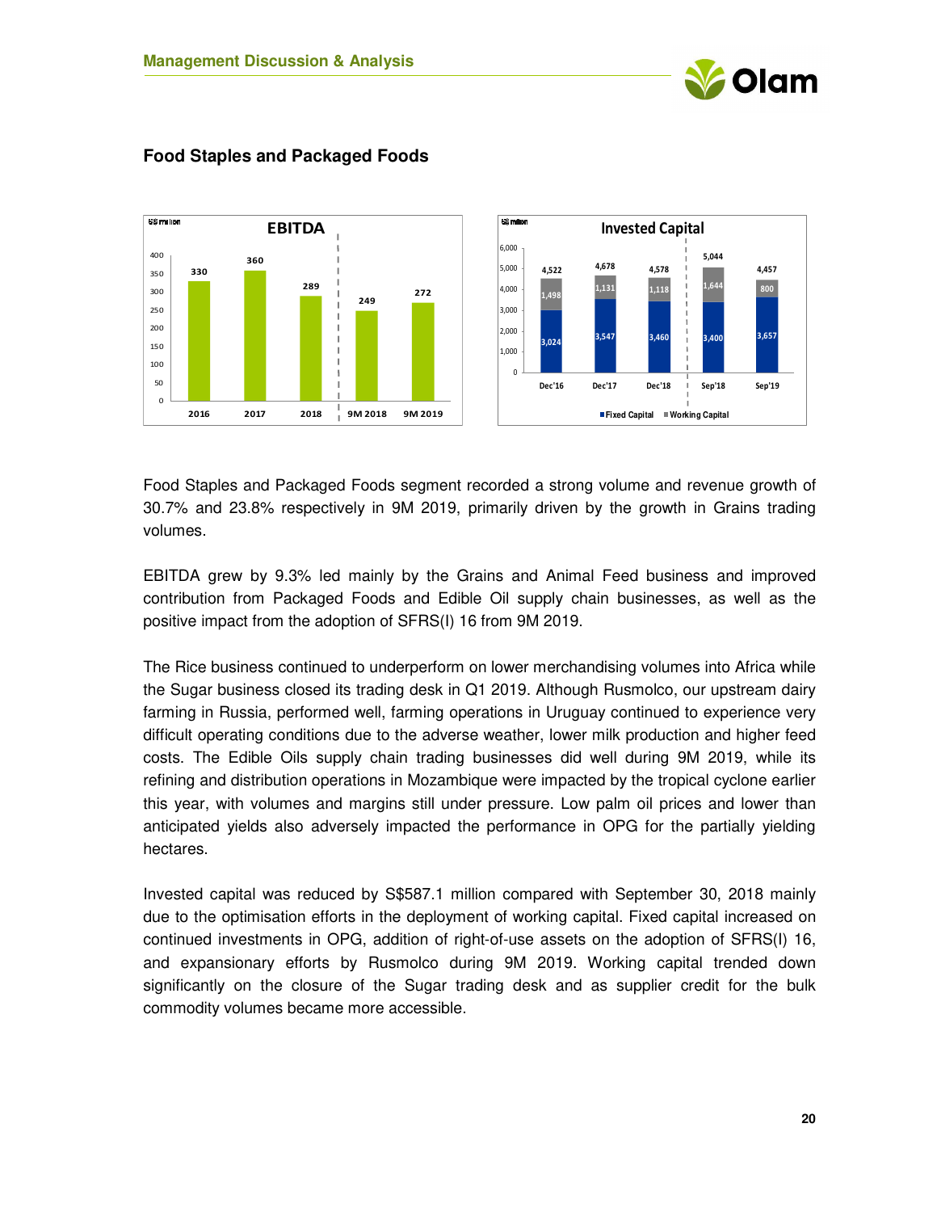## Food Staples and Packaged Foods

**EBITDA** (S$ million)

| 2016 | 2017 | 2018 | 9M 2018 | 9M 2019 |
|---|---|---|---|---|
| 330 | 360 | 289 | 249 | 272 |

**Invested Capital** (S$ million)

| | Dec'16 | Dec'17 | Dec'18 | Sep'18 | Sep'19 |
|---|---|---|---|---|---|
| Fixed Capital | 3,024 | 3,547 | 3,460 | 3,400 | 3,657 |
| Working Capital | 1,498 | 1,131 | 1,118 | 1,644 | 800 |
| Total | 4,522 | 4,678 | 4,578 | 5,044 | 4,457 |

Food Staples and Packaged Foods segment recorded a strong volume and revenue growth of 30.7% and 23.8% respectively in 9M 2019, primarily driven by the growth in Grains trading volumes.

EBITDA grew by 9.3% led mainly by the Grains and Animal Feed business and improved contribution from Packaged Foods and Edible Oil supply chain businesses, as well as the positive impact from the adoption of SFRS(I) 16 from 9M 2019.

The Rice business continued to underperform on lower merchandising volumes into Africa while the Sugar business closed its trading desk in Q1 2019. Although Rusmolco, our upstream dairy farming in Russia, performed well, farming operations in Uruguay continued to experience very difficult operating conditions due to the adverse weather, lower milk production and higher feed costs. The Edible Oils supply chain trading businesses did well during 9M 2019, while its refining and distribution operations in Mozambique were impacted by the tropical cyclone earlier this year, with volumes and margins still under pressure. Low palm oil prices and lower than anticipated yields also adversely impacted the performance in OPG for the partially yielding hectares.

Invested capital was reduced by S$587.1 million compared with September 30, 2018 mainly due to the optimisation efforts in the deployment of working capital. Fixed capital increased on continued investments in OPG, addition of right-of-use assets on the adoption of SFRS(I) 16, and expansionary efforts by Rusmolco during 9M 2019. Working capital trended down significantly on the closure of the Sugar trading desk and as supplier credit for the bulk commodity volumes became more accessible.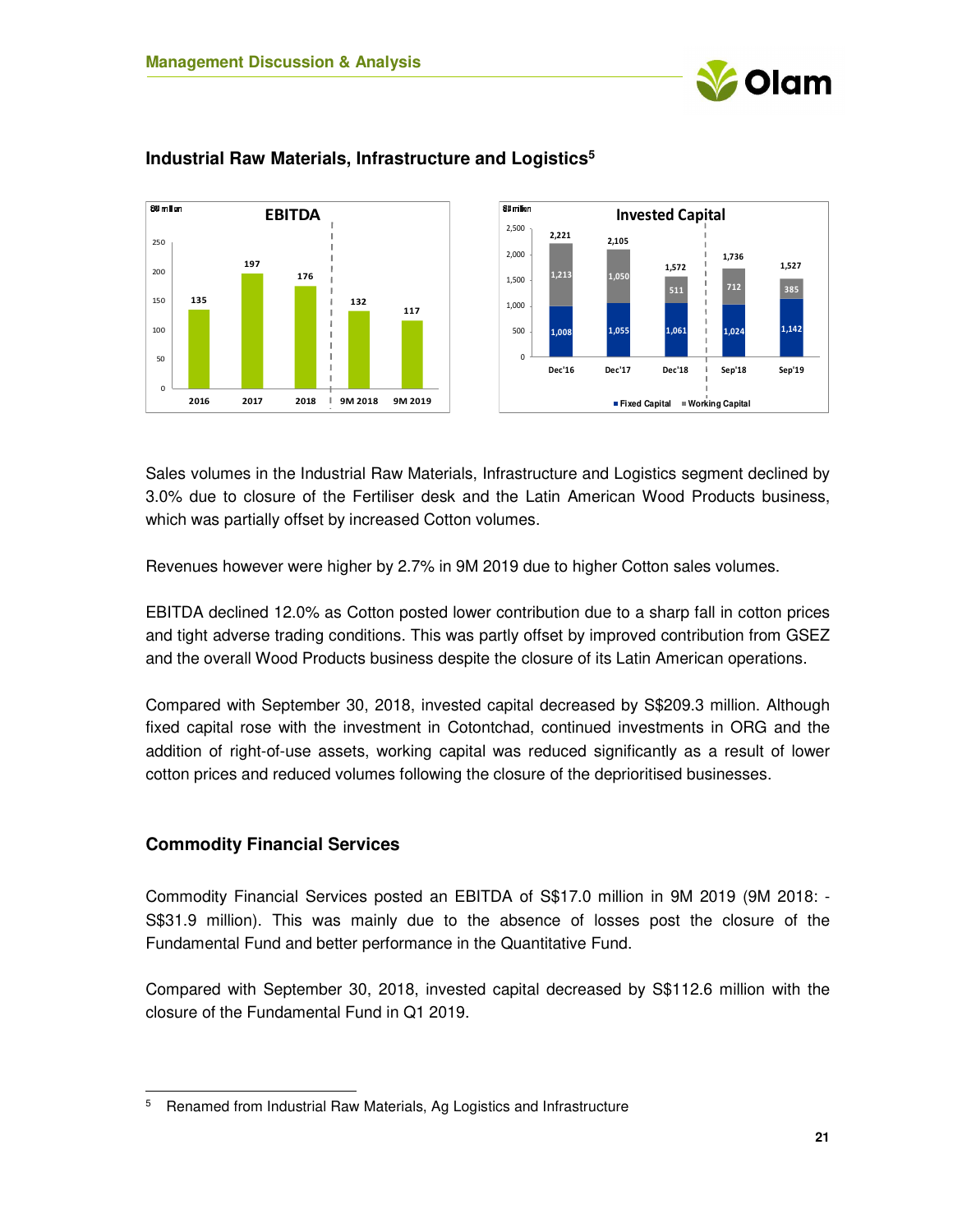## Industrial Raw Materials, Infrastructure and Logistics[5]

**EBITDA** (S$ million)

| 2016 | 2017 | 2018 | 9M 2018 | 9M 2019 |
|---|---|---|---|---|
| 135 | 197 | 176 | 132 | 117 |

**Invested Capital** (S$ million)

| | Dec'16 | Dec'17 | Dec'18 | Sep'18 | Sep'19 |
|---|---|---|---|---|---|
| Fixed Capital | 1,008 | 1,055 | 1,061 | 1,024 | 1,142 |
| Working Capital | 1,213 | 1,050 | 511 | 712 | 385 |
| Total | 2,221 | 2,105 | 1,572 | 1,736 | 1,527 |

Sales volumes in the Industrial Raw Materials, Infrastructure and Logistics segment declined by 3.0% due to closure of the Fertiliser desk and the Latin American Wood Products business, which was partially offset by increased Cotton volumes.

Revenues however were higher by 2.7% in 9M 2019 due to higher Cotton sales volumes.

EBITDA declined 12.0% as Cotton posted lower contribution due to a sharp fall in cotton prices and tight adverse trading conditions. This was partly offset by improved contribution from GSEZ and the overall Wood Products business despite the closure of its Latin American operations.

Compared with September 30, 2018, invested capital decreased by S$209.3 million. Although fixed capital rose with the investment in Cotontchad, continued investments in ORG and the addition of right-of-use assets, working capital was reduced significantly as a result of lower cotton prices and reduced volumes following the closure of the deprioritised businesses.

## Commodity Financial Services

Commodity Financial Services posted an EBITDA of S$17.0 million in 9M 2019 (9M 2018: -S$31.9 million). This was mainly due to the absence of losses post the closure of the Fundamental Fund and better performance in the Quantitative Fund.

Compared with September 30, 2018, invested capital decreased by S$112.6 million with the closure of the Fundamental Fund in Q1 2019.

---

[5] Renamed from Industrial Raw Materials, Ag Logistics and Infrastructure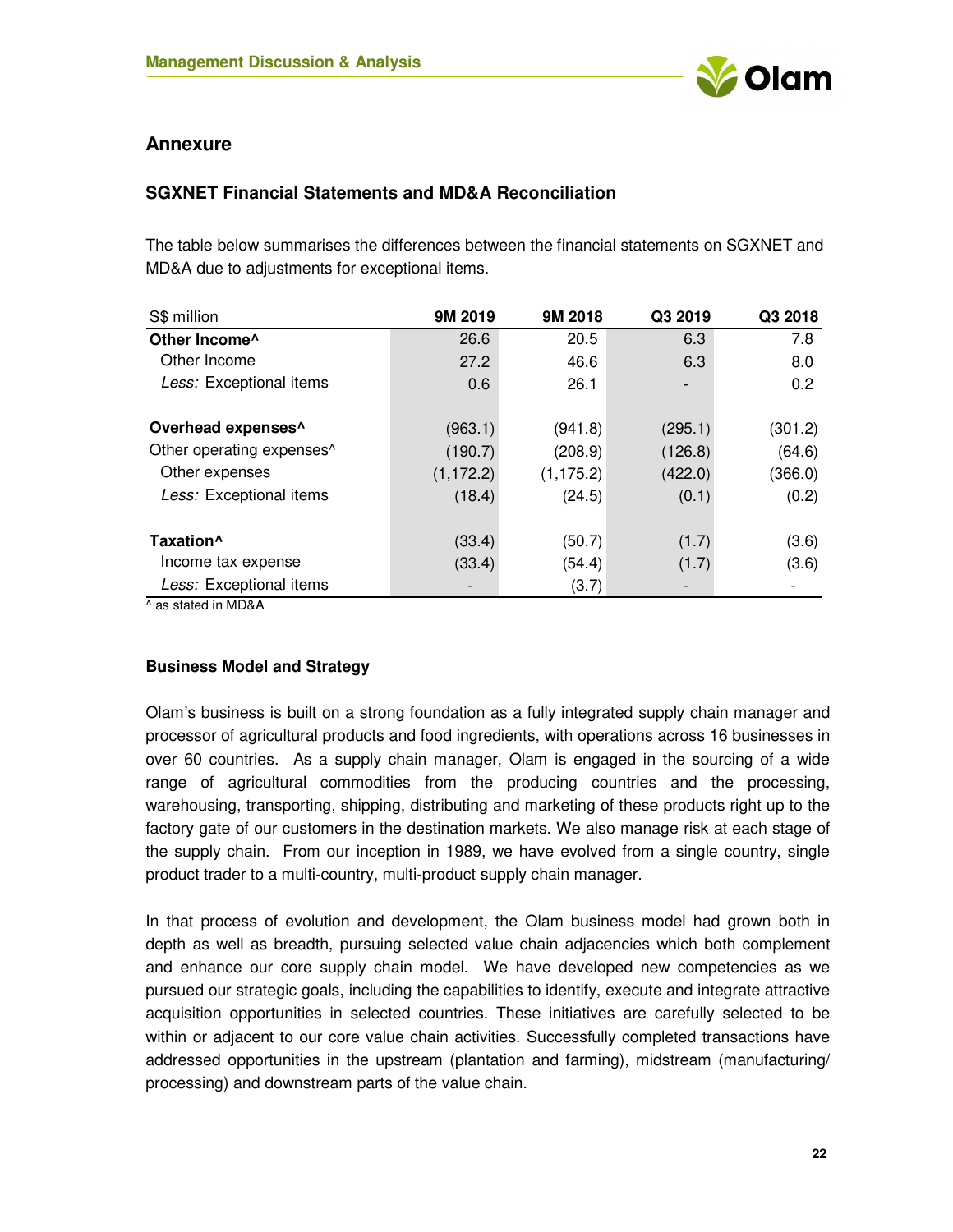## Annexure

### SGXNET Financial Statements and MD&A Reconciliation

The table below summarises the differences between the financial statements on SGXNET and MD&A due to adjustments for exceptional items.

| S$ million | 9M 2019 | 9M 2018 | Q3 2019 | Q3 2018 |
|---|---|---|---|---|
| **Other Income^** | 26.6 | 20.5 | 6.3 | 7.8 |
| Other Income | 27.2 | 46.6 | 6.3 | 8.0 |
| *Less:* Exceptional items | 0.6 | 26.1 | - | 0.2 |
| | | | | |
| **Overhead expenses^** | (963.1) | (941.8) | (295.1) | (301.2) |
| Other operating expenses^ | (190.7) | (208.9) | (126.8) | (64.6) |
| Other expenses | (1,172.2) | (1,175.2) | (422.0) | (366.0) |
| *Less:* Exceptional items | (18.4) | (24.5) | (0.1) | (0.2) |
| | | | | |
| **Taxation^** | (33.4) | (50.7) | (1.7) | (3.6) |
| Income tax expense | (33.4) | (54.4) | (1.7) | (3.6) |
| *Less:* Exceptional items | - | (3.7) | - | - |

^ as stated in MD&A

#### Business Model and Strategy

Olam's business is built on a strong foundation as a fully integrated supply chain manager and processor of agricultural products and food ingredients, with operations across 16 businesses in over 60 countries. As a supply chain manager, Olam is engaged in the sourcing of a wide range of agricultural commodities from the producing countries and the processing, warehousing, transporting, shipping, distributing and marketing of these products right up to the factory gate of our customers in the destination markets. We also manage risk at each stage of the supply chain. From our inception in 1989, we have evolved from a single country, single product trader to a multi-country, multi-product supply chain manager.

In that process of evolution and development, the Olam business model had grown both in depth as well as breadth, pursuing selected value chain adjacencies which both complement and enhance our core supply chain model. We have developed new competencies as we pursued our strategic goals, including the capabilities to identify, execute and integrate attractive acquisition opportunities in selected countries. These initiatives are carefully selected to be within or adjacent to our core value chain activities. Successfully completed transactions have addressed opportunities in the upstream (plantation and farming), midstream (manufacturing/ processing) and downstream parts of the value chain.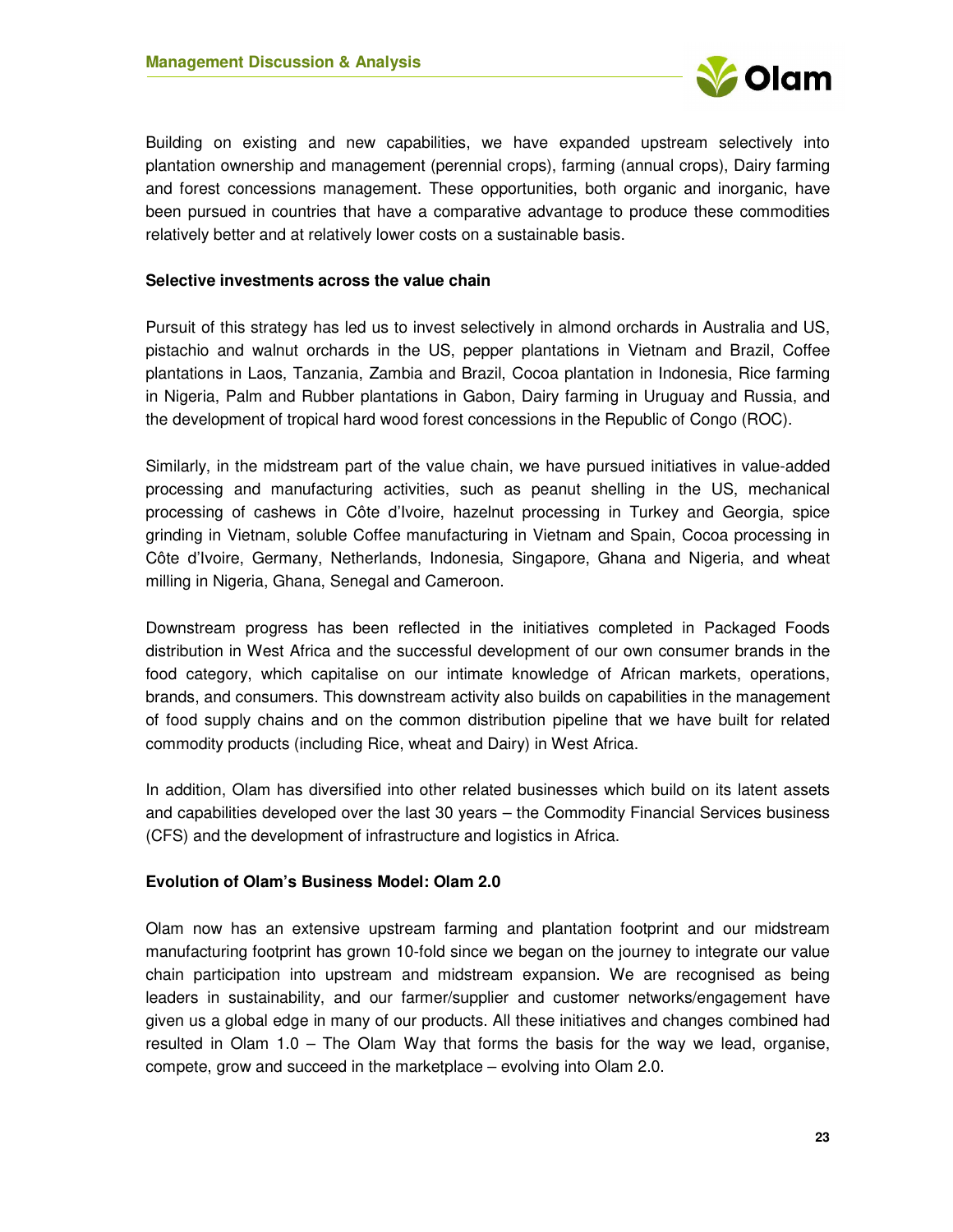Building on existing and new capabilities, we have expanded upstream selectively into plantation ownership and management (perennial crops), farming (annual crops), Dairy farming and forest concessions management. These opportunities, both organic and inorganic, have been pursued in countries that have a comparative advantage to produce these commodities relatively better and at relatively lower costs on a sustainable basis.

**Selective investments across the value chain**

Pursuit of this strategy has led us to invest selectively in almond orchards in Australia and US, pistachio and walnut orchards in the US, pepper plantations in Vietnam and Brazil, Coffee plantations in Laos, Tanzania, Zambia and Brazil, Cocoa plantation in Indonesia, Rice farming in Nigeria, Palm and Rubber plantations in Gabon, Dairy farming in Uruguay and Russia, and the development of tropical hard wood forest concessions in the Republic of Congo (ROC).

Similarly, in the midstream part of the value chain, we have pursued initiatives in value-added processing and manufacturing activities, such as peanut shelling in the US, mechanical processing of cashews in Côte d'Ivoire, hazelnut processing in Turkey and Georgia, spice grinding in Vietnam, soluble Coffee manufacturing in Vietnam and Spain, Cocoa processing in Côte d'Ivoire, Germany, Netherlands, Indonesia, Singapore, Ghana and Nigeria, and wheat milling in Nigeria, Ghana, Senegal and Cameroon.

Downstream progress has been reflected in the initiatives completed in Packaged Foods distribution in West Africa and the successful development of our own consumer brands in the food category, which capitalise on our intimate knowledge of African markets, operations, brands, and consumers. This downstream activity also builds on capabilities in the management of food supply chains and on the common distribution pipeline that we have built for related commodity products (including Rice, wheat and Dairy) in West Africa.

In addition, Olam has diversified into other related businesses which build on its latent assets and capabilities developed over the last 30 years – the Commodity Financial Services business (CFS) and the development of infrastructure and logistics in Africa.

**Evolution of Olam's Business Model: Olam 2.0**

Olam now has an extensive upstream farming and plantation footprint and our midstream manufacturing footprint has grown 10-fold since we began on the journey to integrate our value chain participation into upstream and midstream expansion. We are recognised as being leaders in sustainability, and our farmer/supplier and customer networks/engagement have given us a global edge in many of our products. All these initiatives and changes combined had resulted in Olam 1.0 – The Olam Way that forms the basis for the way we lead, organise, compete, grow and succeed in the marketplace – evolving into Olam 2.0.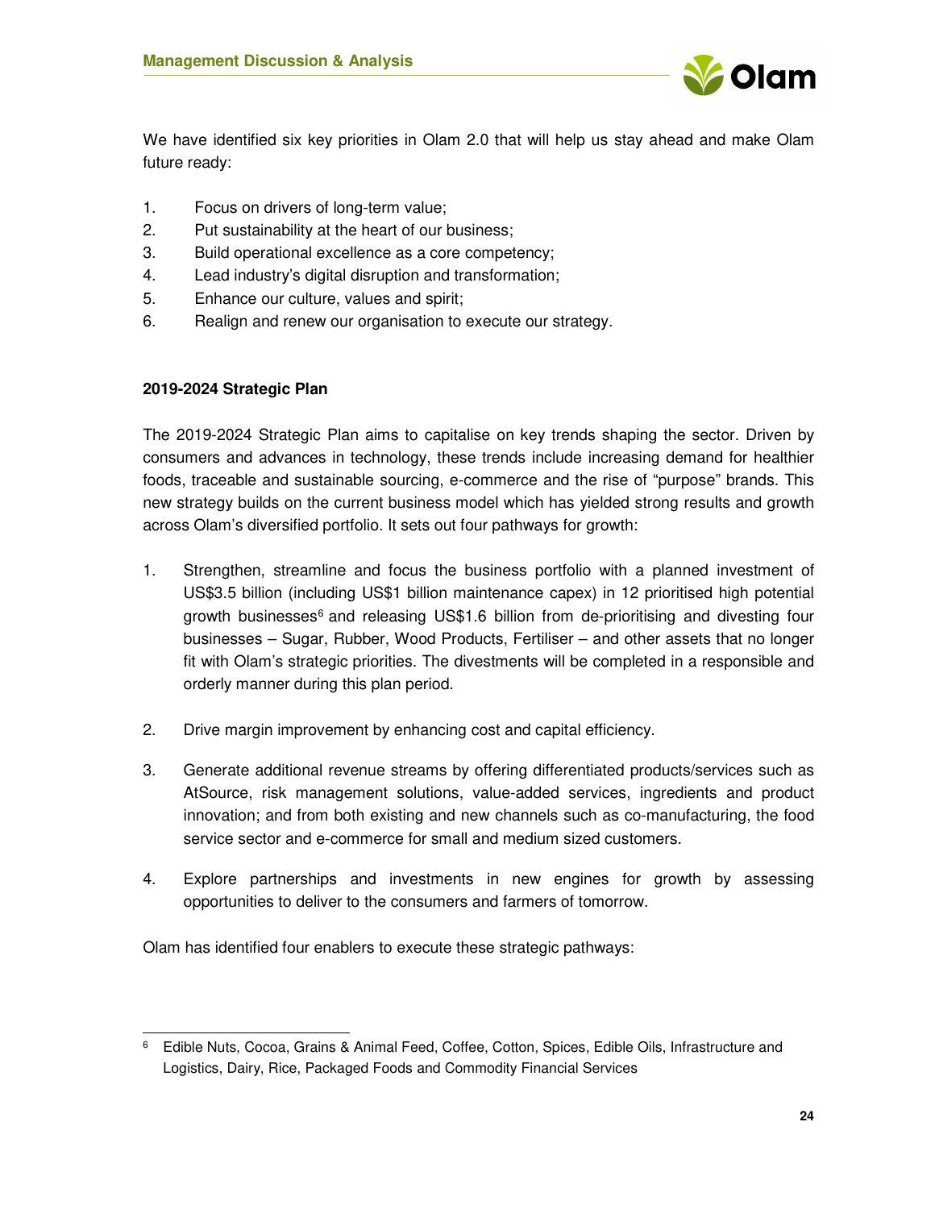We have identified six key priorities in Olam 2.0 that will help us stay ahead and make Olam future ready:

1. Focus on drivers of long-term value;
2. Put sustainability at the heart of our business;
3. Build operational excellence as a core competency;
4. Lead industry's digital disruption and transformation;
5. Enhance our culture, values and spirit;
6. Realign and renew our organisation to execute our strategy.

**2019-2024 Strategic Plan**

The 2019-2024 Strategic Plan aims to capitalise on key trends shaping the sector. Driven by consumers and advances in technology, these trends include increasing demand for healthier foods, traceable and sustainable sourcing, e-commerce and the rise of "purpose" brands. This new strategy builds on the current business model which has yielded strong results and growth across Olam's diversified portfolio. It sets out four pathways for growth:

1. Strengthen, streamline and focus the business portfolio with a planned investment of US$3.5 billion (including US$1 billion maintenance capex) in 12 prioritised high potential growth businesses[6] and releasing US$1.6 billion from de-prioritising and divesting four businesses – Sugar, Rubber, Wood Products, Fertiliser – and other assets that no longer fit with Olam's strategic priorities. The divestments will be completed in a responsible and orderly manner during this plan period.

2. Drive margin improvement by enhancing cost and capital efficiency.

3. Generate additional revenue streams by offering differentiated products/services such as AtSource, risk management solutions, value-added services, ingredients and product innovation; and from both existing and new channels such as co-manufacturing, the food service sector and e-commerce for small and medium sized customers.

4. Explore partnerships and investments in new engines for growth by assessing opportunities to deliver to the consumers and farmers of tomorrow.

Olam has identified four enablers to execute these strategic pathways:

---

[6] Edible Nuts, Cocoa, Grains & Animal Feed, Coffee, Cotton, Spices, Edible Oils, Infrastructure and Logistics, Dairy, Rice, Packaged Foods and Commodity Financial Services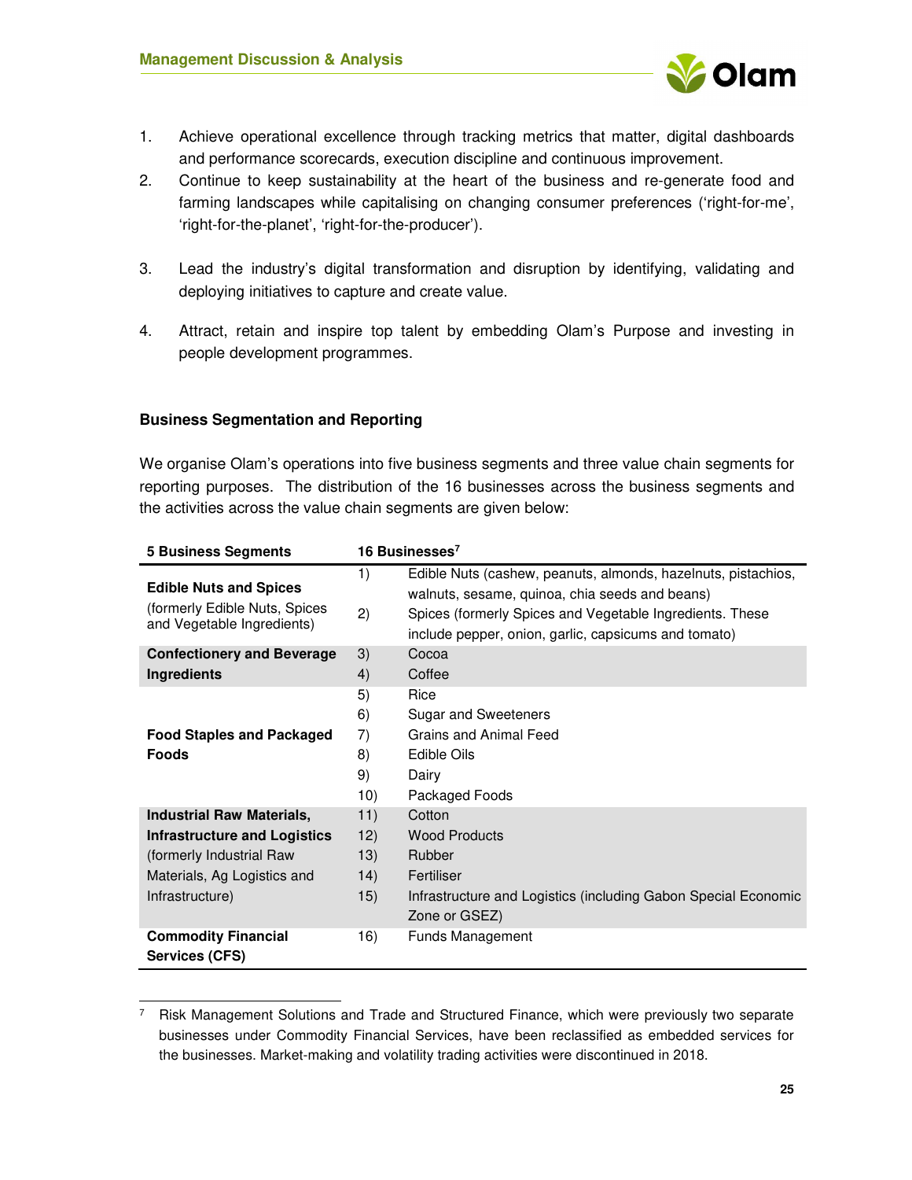1. Achieve operational excellence through tracking metrics that matter, digital dashboards and performance scorecards, execution discipline and continuous improvement.
2. Continue to keep sustainability at the heart of the business and re-generate food and farming landscapes while capitalising on changing consumer preferences ('right-for-me', 'right-for-the-planet', 'right-for-the-producer').
3. Lead the industry's digital transformation and disruption by identifying, validating and deploying initiatives to capture and create value.
4. Attract, retain and inspire top talent by embedding Olam's Purpose and investing in people development programmes.

**Business Segmentation and Reporting**

We organise Olam's operations into five business segments and three value chain segments for reporting purposes. The distribution of the 16 businesses across the business segments and the activities across the value chain segments are given below:

| 5 Business Segments | 16 Businesses[7] | |
|---|---|---|
| **Edible Nuts and Spices** (formerly Edible Nuts, Spices and Vegetable Ingredients) | 1) | Edible Nuts (cashew, peanuts, almonds, hazelnuts, pistachios, walnuts, sesame, quinoa, chia seeds and beans) |
| | 2) | Spices (formerly Spices and Vegetable Ingredients. These include pepper, onion, garlic, capsicums and tomato) |
| **Confectionery and Beverage Ingredients** | 3) | Cocoa |
| | 4) | Coffee |
| **Food Staples and Packaged Foods** | 5) | Rice |
| | 6) | Sugar and Sweeteners |
| | 7) | Grains and Animal Feed |
| | 8) | Edible Oils |
| | 9) | Dairy |
| | 10) | Packaged Foods |
| **Industrial Raw Materials, Infrastructure and Logistics** (formerly Industrial Raw Materials, Ag Logistics and Infrastructure) | 11) | Cotton |
| | 12) | Wood Products |
| | 13) | Rubber |
| | 14) | Fertiliser |
| | 15) | Infrastructure and Logistics (including Gabon Special Economic Zone or GSEZ) |
| **Commodity Financial Services (CFS)** | 16) | Funds Management |

[7] Risk Management Solutions and Trade and Structured Finance, which were previously two separate businesses under Commodity Financial Services, have been reclassified as embedded services for the businesses. Market-making and volatility trading activities were discontinued in 2018.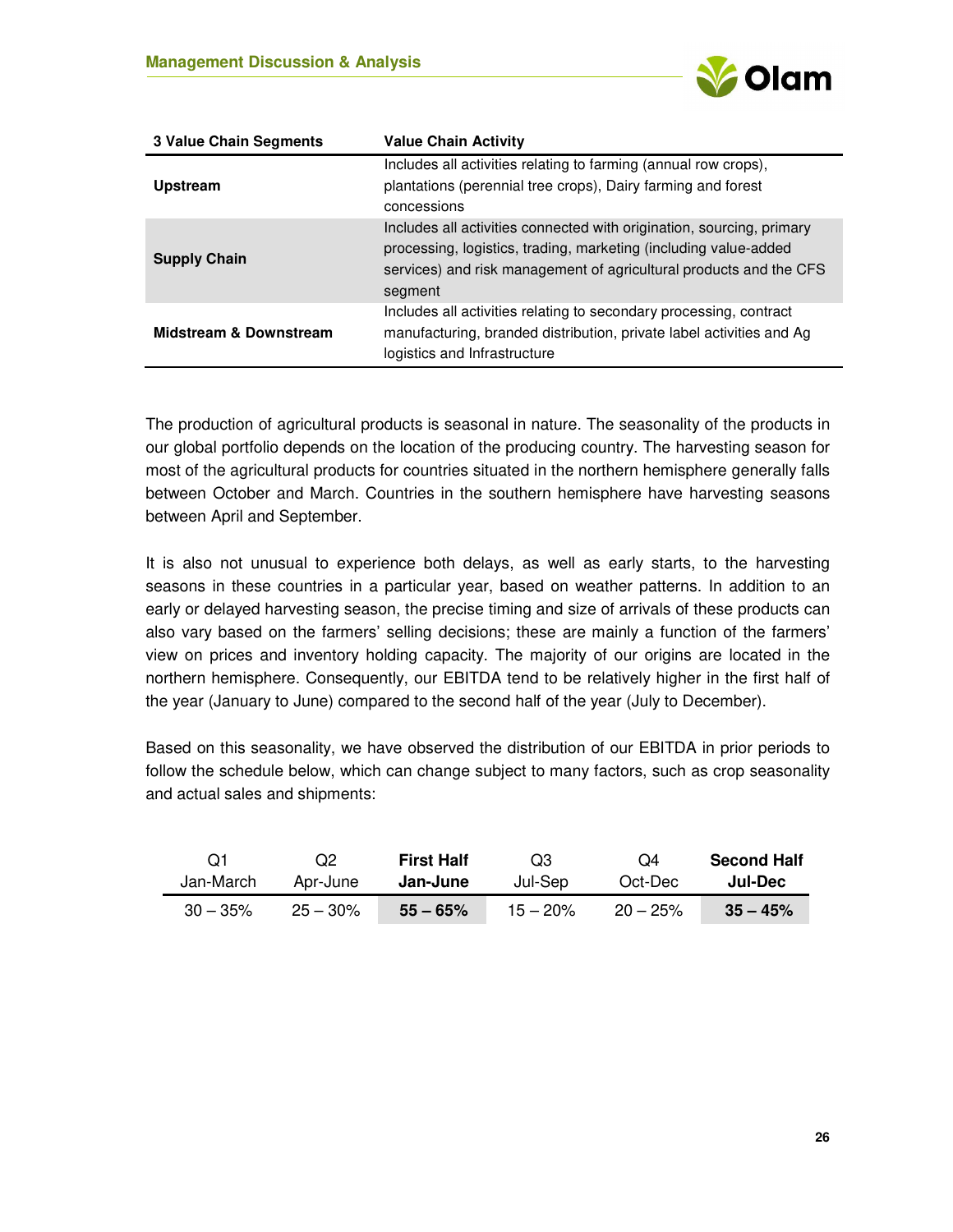| 3 Value Chain Segments | Value Chain Activity |
|---|---|
| **Upstream** | Includes all activities relating to farming (annual row crops), plantations (perennial tree crops), Dairy farming and forest concessions |
| **Supply Chain** | Includes all activities connected with origination, sourcing, primary processing, logistics, trading, marketing (including value-added services) and risk management of agricultural products and the CFS segment |
| **Midstream & Downstream** | Includes all activities relating to secondary processing, contract manufacturing, branded distribution, private label activities and Ag logistics and Infrastructure |

The production of agricultural products is seasonal in nature. The seasonality of the products in our global portfolio depends on the location of the producing country. The harvesting season for most of the agricultural products for countries situated in the northern hemisphere generally falls between October and March. Countries in the southern hemisphere have harvesting seasons between April and September.

It is also not unusual to experience both delays, as well as early starts, to the harvesting seasons in these countries in a particular year, based on weather patterns. In addition to an early or delayed harvesting season, the precise timing and size of arrivals of these products can also vary based on the farmers' selling decisions; these are mainly a function of the farmers' view on prices and inventory holding capacity. The majority of our origins are located in the northern hemisphere. Consequently, our EBITDA tend to be relatively higher in the first half of the year (January to June) compared to the second half of the year (July to December).

Based on this seasonality, we have observed the distribution of our EBITDA in prior periods to follow the schedule below, which can change subject to many factors, such as crop seasonality and actual sales and shipments:

| Q1 Jan-March | Q2 Apr-June | **First Half Jan-June** | Q3 Jul-Sep | Q4 Oct-Dec | **Second Half Jul-Dec** |
|---|---|---|---|---|---|
| 30 – 35% | 25 – 30% | **55 – 65%** | 15 – 20% | 20 – 25% | **35 – 45%** |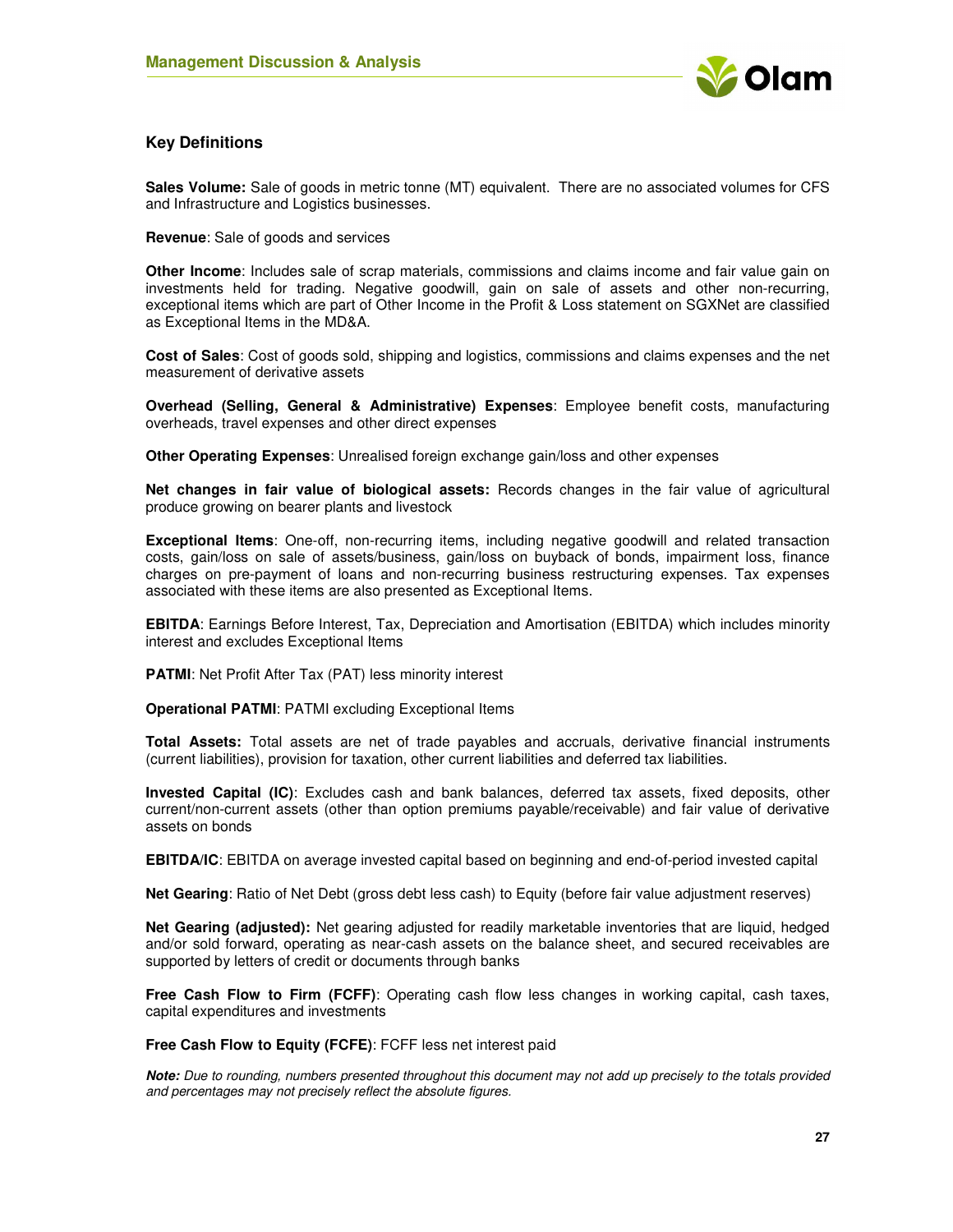## Key Definitions

**Sales Volume:** Sale of goods in metric tonne (MT) equivalent. There are no associated volumes for CFS and Infrastructure and Logistics businesses.

**Revenue**: Sale of goods and services

**Other Income**: Includes sale of scrap materials, commissions and claims income and fair value gain on investments held for trading. Negative goodwill, gain on sale of assets and other non-recurring, exceptional items which are part of Other Income in the Profit & Loss statement on SGXNet are classified as Exceptional Items in the MD&A.

**Cost of Sales**: Cost of goods sold, shipping and logistics, commissions and claims expenses and the net measurement of derivative assets

**Overhead (Selling, General & Administrative) Expenses**: Employee benefit costs, manufacturing overheads, travel expenses and other direct expenses

**Other Operating Expenses**: Unrealised foreign exchange gain/loss and other expenses

**Net changes in fair value of biological assets:** Records changes in the fair value of agricultural produce growing on bearer plants and livestock

**Exceptional Items**: One-off, non-recurring items, including negative goodwill and related transaction costs, gain/loss on sale of assets/business, gain/loss on buyback of bonds, impairment loss, finance charges on pre-payment of loans and non-recurring business restructuring expenses. Tax expenses associated with these items are also presented as Exceptional Items.

**EBITDA**: Earnings Before Interest, Tax, Depreciation and Amortisation (EBITDA) which includes minority interest and excludes Exceptional Items

**PATMI**: Net Profit After Tax (PAT) less minority interest

**Operational PATMI**: PATMI excluding Exceptional Items

**Total Assets:** Total assets are net of trade payables and accruals, derivative financial instruments (current liabilities), provision for taxation, other current liabilities and deferred tax liabilities.

**Invested Capital (IC)**: Excludes cash and bank balances, deferred tax assets, fixed deposits, other current/non-current assets (other than option premiums payable/receivable) and fair value of derivative assets on bonds

**EBITDA/IC**: EBITDA on average invested capital based on beginning and end-of-period invested capital

**Net Gearing**: Ratio of Net Debt (gross debt less cash) to Equity (before fair value adjustment reserves)

**Net Gearing (adjusted):** Net gearing adjusted for readily marketable inventories that are liquid, hedged and/or sold forward, operating as near-cash assets on the balance sheet, and secured receivables are supported by letters of credit or documents through banks

**Free Cash Flow to Firm (FCFF)**: Operating cash flow less changes in working capital, cash taxes, capital expenditures and investments

**Free Cash Flow to Equity (FCFE)**: FCFF less net interest paid

***Note:*** *Due to rounding, numbers presented throughout this document may not add up precisely to the totals provided and percentages may not precisely reflect the absolute figures.*